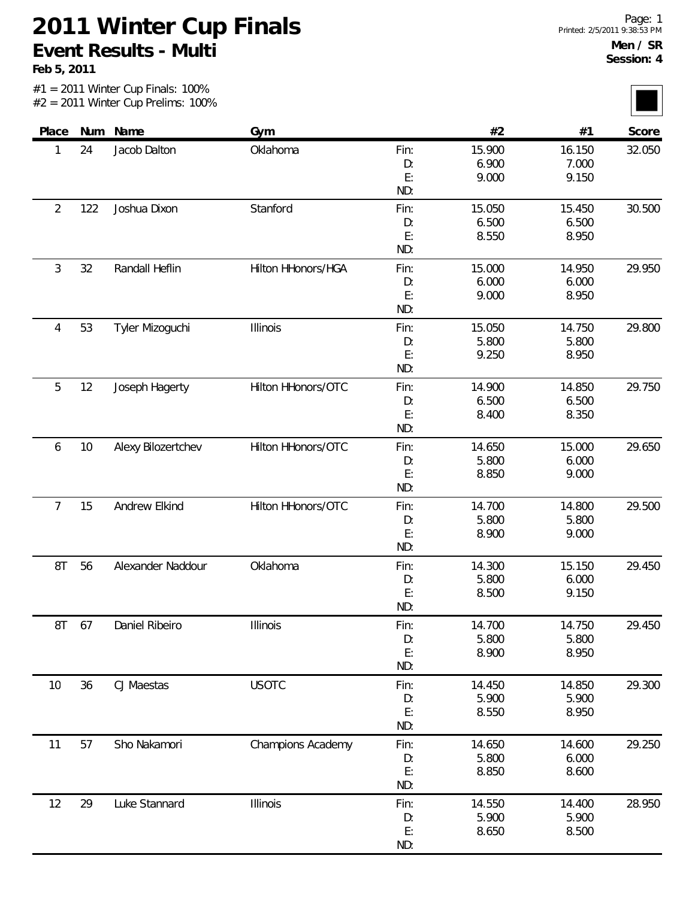# 2011 Winter Cup Finals

## Event Results - Multi

**Feb 5, 2011**

Printed: 2/5/2011 9:38:53 PM

**Men / SR**
**Session: 4**

#1 = 2011 Winter Cup Finals: 100%
#2 = 2011 Winter Cup Prelims: 100%

| Place | Num | Name | Gym | | #2 | #1 | Score |
|---|---|---|---|---|---|---|---|
| 1 | 24 | Jacob Dalton | Oklahoma | Fin: | 15.900 | 16.150 | 32.050 |
| | | | | D: | 6.900 | 7.000 | |
| | | | | E: | 9.000 | 9.150 | |
| | | | | ND: | | | |
| 2 | 122 | Joshua Dixon | Stanford | Fin: | 15.050 | 15.450 | 30.500 |
| | | | | D: | 6.500 | 6.500 | |
| | | | | E: | 8.550 | 8.950 | |
| | | | | ND: | | | |
| 3 | 32 | Randall Heflin | Hilton HHonors/HGA | Fin: | 15.000 | 14.950 | 29.950 |
| | | | | D: | 6.000 | 6.000 | |
| | | | | E: | 9.000 | 8.950 | |
| | | | | ND: | | | |
| 4 | 53 | Tyler Mizoguchi | Illinois | Fin: | 15.050 | 14.750 | 29.800 |
| | | | | D: | 5.800 | 5.800 | |
| | | | | E: | 9.250 | 8.950 | |
| | | | | ND: | | | |
| 5 | 12 | Joseph Hagerty | Hilton HHonors/OTC | Fin: | 14.900 | 14.850 | 29.750 |
| | | | | D: | 6.500 | 6.500 | |
| | | | | E: | 8.400 | 8.350 | |
| | | | | ND: | | | |
| 6 | 10 | Alexy Bilozertchev | Hilton HHonors/OTC | Fin: | 14.650 | 15.000 | 29.650 |
| | | | | D: | 5.800 | 6.000 | |
| | | | | E: | 8.850 | 9.000 | |
| | | | | ND: | | | |
| 7 | 15 | Andrew Elkind | Hilton HHonors/OTC | Fin: | 14.700 | 14.800 | 29.500 |
| | | | | D: | 5.800 | 5.800 | |
| | | | | E: | 8.900 | 9.000 | |
| | | | | ND: | | | |
| 8T | 56 | Alexander Naddour | Oklahoma | Fin: | 14.300 | 15.150 | 29.450 |
| | | | | D: | 5.800 | 6.000 | |
| | | | | E: | 8.500 | 9.150 | |
| | | | | ND: | | | |
| 8T | 67 | Daniel Ribeiro | Illinois | Fin: | 14.700 | 14.750 | 29.450 |
| | | | | D: | 5.800 | 5.800 | |
| | | | | E: | 8.900 | 8.950 | |
| | | | | ND: | | | |
| 10 | 36 | CJ Maestas | USOTC | Fin: | 14.450 | 14.850 | 29.300 |
| | | | | D: | 5.900 | 5.900 | |
| | | | | E: | 8.550 | 8.950 | |
| | | | | ND: | | | |
| 11 | 57 | Sho Nakamori | Champions Academy | Fin: | 14.650 | 14.600 | 29.250 |
| | | | | D: | 5.800 | 6.000 | |
| | | | | E: | 8.850 | 8.600 | |
| | | | | ND: | | | |
| 12 | 29 | Luke Stannard | Illinois | Fin: | 14.550 | 14.400 | 28.950 |
| | | | | D: | 5.900 | 5.900 | |
| | | | | E: | 8.650 | 8.500 | |
| | | | | ND: | | | |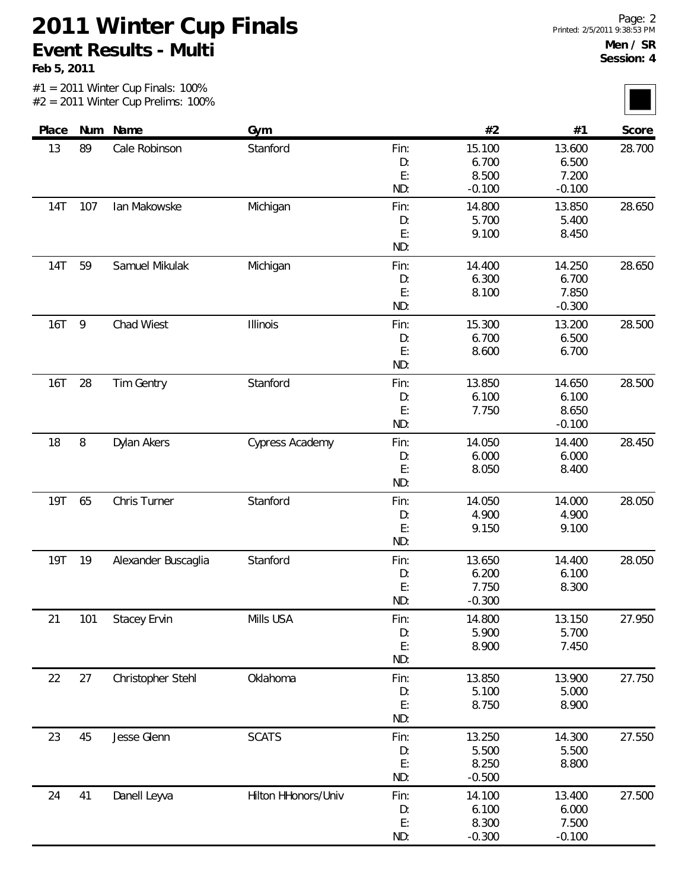# 2011 Winter Cup Finals

## Event Results - Multi

**Feb 5, 2011**

**Men / SR**
**Session: 4**

#1 = 2011 Winter Cup Finals: 100%
#2 = 2011 Winter Cup Prelims: 100%

| Place | Num | Name | Gym | | #2 | #1 | Score |
|---|---|---|---|---|---|---|---|
| 13 | 89 | Cale Robinson | Stanford | Fin: | 15.100 | 13.600 | 28.700 |
| | | | | D: | 6.700 | 6.500 | |
| | | | | E: | 8.500 | 7.200 | |
| | | | | ND: | -0.100 | -0.100 | |
| 14T | 107 | Ian Makowske | Michigan | Fin: | 14.800 | 13.850 | 28.650 |
| | | | | D: | 5.700 | 5.400 | |
| | | | | E: | 9.100 | 8.450 | |
| | | | | ND: | | | |
| 14T | 59 | Samuel Mikulak | Michigan | Fin: | 14.400 | 14.250 | 28.650 |
| | | | | D: | 6.300 | 6.700 | |
| | | | | E: | 8.100 | 7.850 | |
| | | | | ND: | | -0.300 | |
| 16T | 9 | Chad Wiest | Illinois | Fin: | 15.300 | 13.200 | 28.500 |
| | | | | D: | 6.700 | 6.500 | |
| | | | | E: | 8.600 | 6.700 | |
| | | | | ND: | | | |
| 16T | 28 | Tim Gentry | Stanford | Fin: | 13.850 | 14.650 | 28.500 |
| | | | | D: | 6.100 | 6.100 | |
| | | | | E: | 7.750 | 8.650 | |
| | | | | ND: | | -0.100 | |
| 18 | 8 | Dylan Akers | Cypress Academy | Fin: | 14.050 | 14.400 | 28.450 |
| | | | | D: | 6.000 | 6.000 | |
| | | | | E: | 8.050 | 8.400 | |
| | | | | ND: | | | |
| 19T | 65 | Chris Turner | Stanford | Fin: | 14.050 | 14.000 | 28.050 |
| | | | | D: | 4.900 | 4.900 | |
| | | | | E: | 9.150 | 9.100 | |
| | | | | ND: | | | |
| 19T | 19 | Alexander Buscaglia | Stanford | Fin: | 13.650 | 14.400 | 28.050 |
| | | | | D: | 6.200 | 6.100 | |
| | | | | E: | 7.750 | 8.300 | |
| | | | | ND: | -0.300 | | |
| 21 | 101 | Stacey Ervin | Mills USA | Fin: | 14.800 | 13.150 | 27.950 |
| | | | | D: | 5.900 | 5.700 | |
| | | | | E: | 8.900 | 7.450 | |
| | | | | ND: | | | |
| 22 | 27 | Christopher Stehl | Oklahoma | Fin: | 13.850 | 13.900 | 27.750 |
| | | | | D: | 5.100 | 5.000 | |
| | | | | E: | 8.750 | 8.900 | |
| | | | | ND: | | | |
| 23 | 45 | Jesse Glenn | SCATS | Fin: | 13.250 | 14.300 | 27.550 |
| | | | | D: | 5.500 | 5.500 | |
| | | | | E: | 8.250 | 8.800 | |
| | | | | ND: | -0.500 | | |
| 24 | 41 | Danell Leyva | Hilton HHonors/Univ | Fin: | 14.100 | 13.400 | 27.500 |
| | | | | D: | 6.100 | 6.000 | |
| | | | | E: | 8.300 | 7.500 | |
| | | | | ND: | -0.300 | -0.100 | |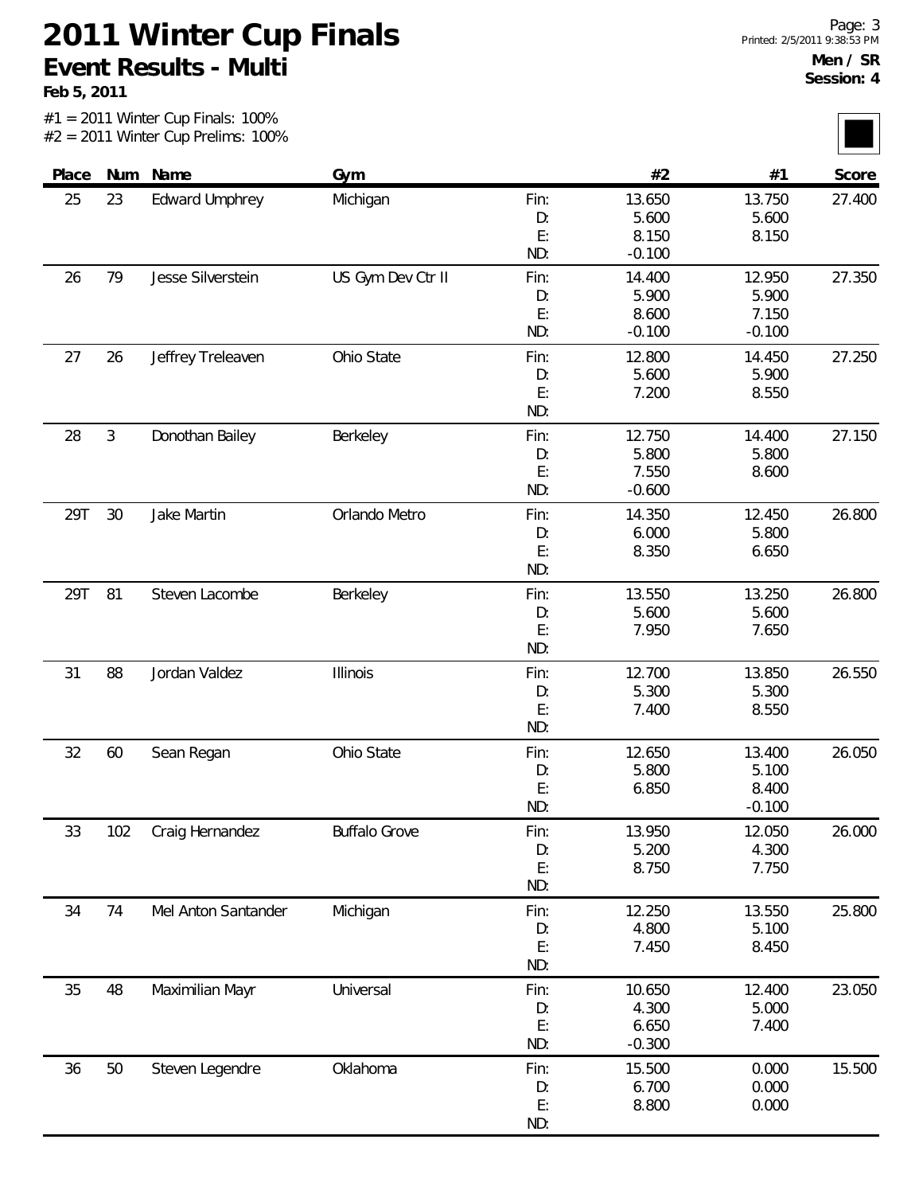# 2011 Winter Cup Finals

## Event Results - Multi

**Feb 5, 2011**

**Men / SR**
**Session: 4**

#1 = 2011 Winter Cup Finals: 100%
#2 = 2011 Winter Cup Prelims: 100%

| Place | Num | Name | Gym | | #2 | #1 | Score |
|---|---|---|---|---|---|---|---|
| 25 | 23 | Edward Umphrey | Michigan | Fin: | 13.650 | 13.750 | 27.400 |
| | | | | D: | 5.600 | 5.600 | |
| | | | | E: | 8.150 | 8.150 | |
| | | | | ND: | -0.100 | | |
| 26 | 79 | Jesse Silverstein | US Gym Dev Ctr II | Fin: | 14.400 | 12.950 | 27.350 |
| | | | | D: | 5.900 | 5.900 | |
| | | | | E: | 8.600 | 7.150 | |
| | | | | ND: | -0.100 | -0.100 | |
| 27 | 26 | Jeffrey Treleaven | Ohio State | Fin: | 12.800 | 14.450 | 27.250 |
| | | | | D: | 5.600 | 5.900 | |
| | | | | E: | 7.200 | 8.550 | |
| | | | | ND: | | | |
| 28 | 3 | Donothan Bailey | Berkeley | Fin: | 12.750 | 14.400 | 27.150 |
| | | | | D: | 5.800 | 5.800 | |
| | | | | E: | 7.550 | 8.600 | |
| | | | | ND: | -0.600 | | |
| 29T | 30 | Jake Martin | Orlando Metro | Fin: | 14.350 | 12.450 | 26.800 |
| | | | | D: | 6.000 | 5.800 | |
| | | | | E: | 8.350 | 6.650 | |
| | | | | ND: | | | |
| 29T | 81 | Steven Lacombe | Berkeley | Fin: | 13.550 | 13.250 | 26.800 |
| | | | | D: | 5.600 | 5.600 | |
| | | | | E: | 7.950 | 7.650 | |
| | | | | ND: | | | |
| 31 | 88 | Jordan Valdez | Illinois | Fin: | 12.700 | 13.850 | 26.550 |
| | | | | D: | 5.300 | 5.300 | |
| | | | | E: | 7.400 | 8.550 | |
| | | | | ND: | | | |
| 32 | 60 | Sean Regan | Ohio State | Fin: | 12.650 | 13.400 | 26.050 |
| | | | | D: | 5.800 | 5.100 | |
| | | | | E: | 6.850 | 8.400 | |
| | | | | ND: | | -0.100 | |
| 33 | 102 | Craig Hernandez | Buffalo Grove | Fin: | 13.950 | 12.050 | 26.000 |
| | | | | D: | 5.200 | 4.300 | |
| | | | | E: | 8.750 | 7.750 | |
| | | | | ND: | | | |
| 34 | 74 | Mel Anton Santander | Michigan | Fin: | 12.250 | 13.550 | 25.800 |
| | | | | D: | 4.800 | 5.100 | |
| | | | | E: | 7.450 | 8.450 | |
| | | | | ND: | | | |
| 35 | 48 | Maximilian Mayr | Universal | Fin: | 10.650 | 12.400 | 23.050 |
| | | | | D: | 4.300 | 5.000 | |
| | | | | E: | 6.650 | 7.400 | |
| | | | | ND: | -0.300 | | |
| 36 | 50 | Steven Legendre | Oklahoma | Fin: | 15.500 | 0.000 | 15.500 |
| | | | | D: | 6.700 | 0.000 | |
| | | | | E: | 8.800 | 0.000 | |
| | | | | ND: | | | |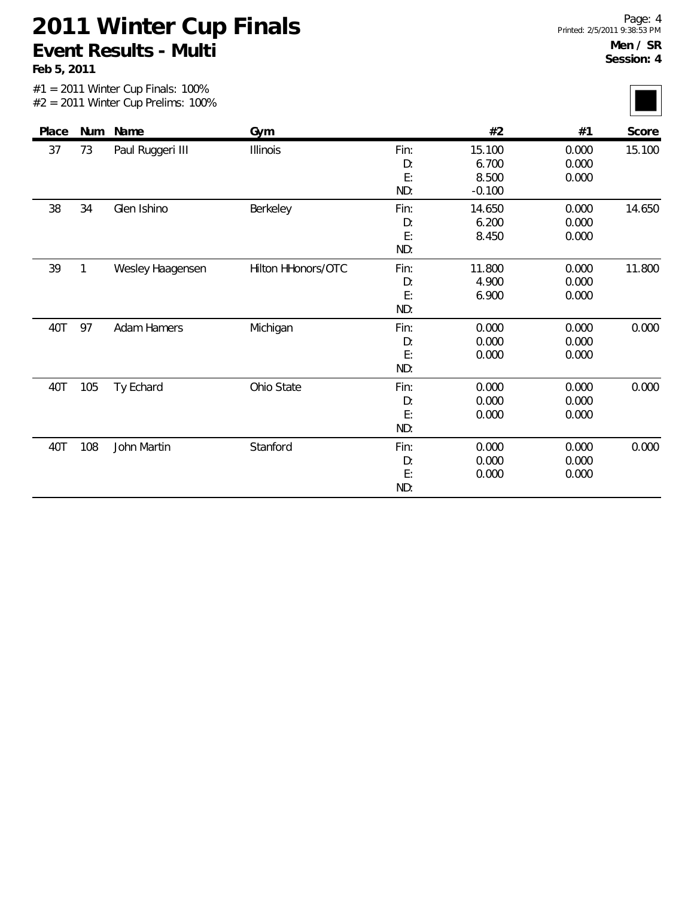# 2011 Winter Cup Finals

## Event Results - Multi

**Feb 5, 2011**

**Men / SR**
**Session: 4**

#1 = 2011 Winter Cup Finals: 100%
#2 = 2011 Winter Cup Prelims: 100%

| Place | Num | Name | Gym | | #2 | #1 | Score |
|---|---|---|---|---|---|---|---|
| 37 | 73 | Paul Ruggeri III | Illinois | Fin: | 15.100 | 0.000 | 15.100 |
| | | | | D: | 6.700 | 0.000 | |
| | | | | E: | 8.500 | 0.000 | |
| | | | | ND: | -0.100 | | |
| 38 | 34 | Glen Ishino | Berkeley | Fin: | 14.650 | 0.000 | 14.650 |
| | | | | D: | 6.200 | 0.000 | |
| | | | | E: | 8.450 | 0.000 | |
| | | | | ND: | | | |
| 39 | 1 | Wesley Haagensen | Hilton HHonors/OTC | Fin: | 11.800 | 0.000 | 11.800 |
| | | | | D: | 4.900 | 0.000 | |
| | | | | E: | 6.900 | 0.000 | |
| | | | | ND: | | | |
| 40T | 97 | Adam Hamers | Michigan | Fin: | 0.000 | 0.000 | 0.000 |
| | | | | D: | 0.000 | 0.000 | |
| | | | | E: | 0.000 | 0.000 | |
| | | | | ND: | | | |
| 40T | 105 | Ty Echard | Ohio State | Fin: | 0.000 | 0.000 | 0.000 |
| | | | | D: | 0.000 | 0.000 | |
| | | | | E: | 0.000 | 0.000 | |
| | | | | ND: | | | |
| 40T | 108 | John Martin | Stanford | Fin: | 0.000 | 0.000 | 0.000 |
| | | | | D: | 0.000 | 0.000 | |
| | | | | E: | 0.000 | 0.000 | |
| | | | | ND: | | | |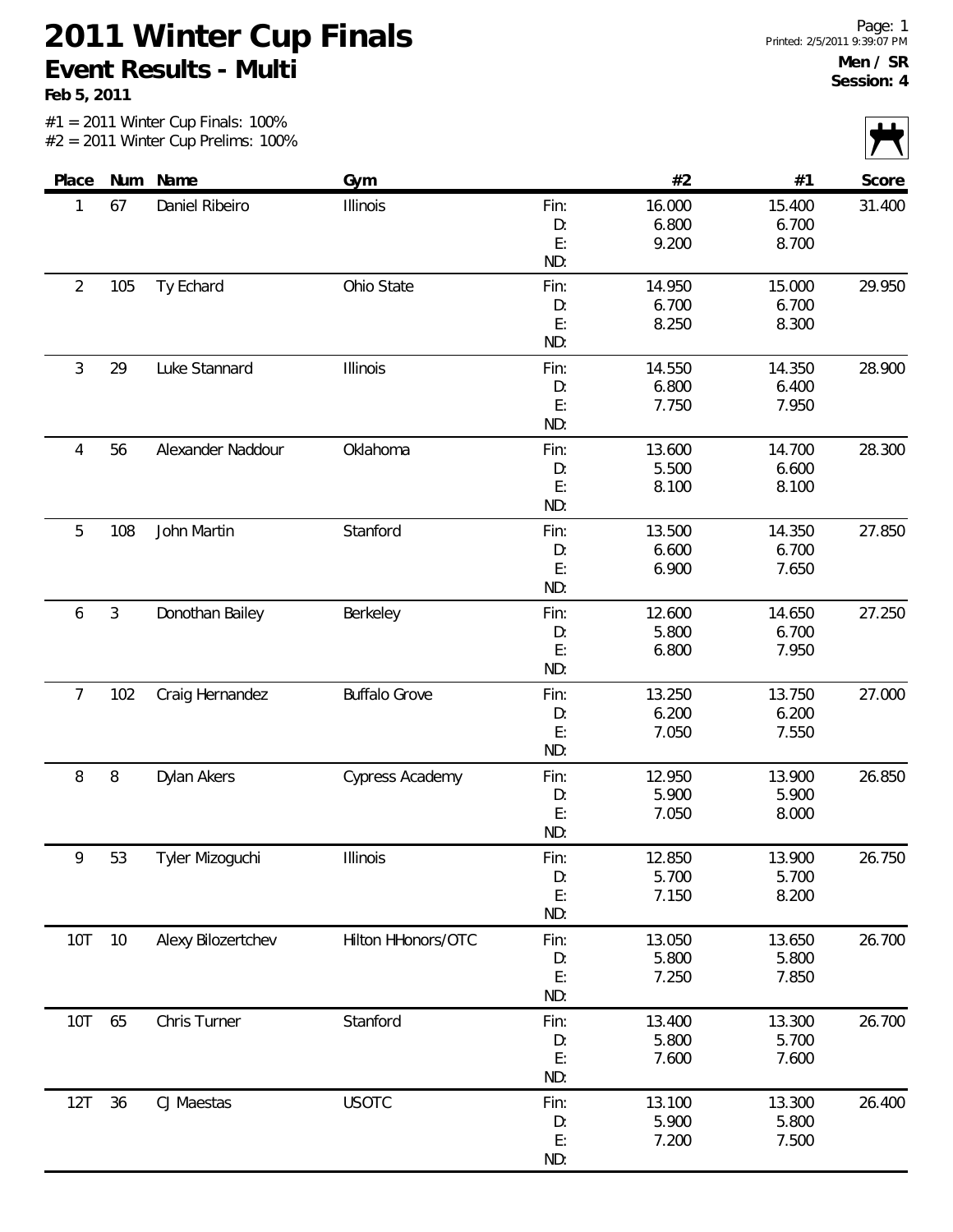# 2011 Winter Cup Finals

## Event Results - Multi

**Feb 5, 2011**

Printed: 2/5/2011 9:39:07 PM

**Men / SR**
**Session: 4**

#1 = 2011 Winter Cup Finals: 100%
#2 = 2011 Winter Cup Prelims: 100%

| Place | Num | Name | Gym | | #2 | #1 | Score |
|---|---|---|---|---|---|---|---|
| 1 | 67 | Daniel Ribeiro | Illinois | Fin: | 16.000 | 15.400 | 31.400 |
| | | | | D: | 6.800 | 6.700 | |
| | | | | E: | 9.200 | 8.700 | |
| | | | | ND: | | | |
| 2 | 105 | Ty Echard | Ohio State | Fin: | 14.950 | 15.000 | 29.950 |
| | | | | D: | 6.700 | 6.700 | |
| | | | | E: | 8.250 | 8.300 | |
| | | | | ND: | | | |
| 3 | 29 | Luke Stannard | Illinois | Fin: | 14.550 | 14.350 | 28.900 |
| | | | | D: | 6.800 | 6.400 | |
| | | | | E: | 7.750 | 7.950 | |
| | | | | ND: | | | |
| 4 | 56 | Alexander Naddour | Oklahoma | Fin: | 13.600 | 14.700 | 28.300 |
| | | | | D: | 5.500 | 6.600 | |
| | | | | E: | 8.100 | 8.100 | |
| | | | | ND: | | | |
| 5 | 108 | John Martin | Stanford | Fin: | 13.500 | 14.350 | 27.850 |
| | | | | D: | 6.600 | 6.700 | |
| | | | | E: | 6.900 | 7.650 | |
| | | | | ND: | | | |
| 6 | 3 | Donothan Bailey | Berkeley | Fin: | 12.600 | 14.650 | 27.250 |
| | | | | D: | 5.800 | 6.700 | |
| | | | | E: | 6.800 | 7.950 | |
| | | | | ND: | | | |
| 7 | 102 | Craig Hernandez | Buffalo Grove | Fin: | 13.250 | 13.750 | 27.000 |
| | | | | D: | 6.200 | 6.200 | |
| | | | | E: | 7.050 | 7.550 | |
| | | | | ND: | | | |
| 8 | 8 | Dylan Akers | Cypress Academy | Fin: | 12.950 | 13.900 | 26.850 |
| | | | | D: | 5.900 | 5.900 | |
| | | | | E: | 7.050 | 8.000 | |
| | | | | ND: | | | |
| 9 | 53 | Tyler Mizoguchi | Illinois | Fin: | 12.850 | 13.900 | 26.750 |
| | | | | D: | 5.700 | 5.700 | |
| | | | | E: | 7.150 | 8.200 | |
| | | | | ND: | | | |
| 10T | 10 | Alexy Bilozertchev | Hilton HHonors/OTC | Fin: | 13.050 | 13.650 | 26.700 |
| | | | | D: | 5.800 | 5.800 | |
| | | | | E: | 7.250 | 7.850 | |
| | | | | ND: | | | |
| 10T | 65 | Chris Turner | Stanford | Fin: | 13.400 | 13.300 | 26.700 |
| | | | | D: | 5.800 | 5.700 | |
| | | | | E: | 7.600 | 7.600 | |
| | | | | ND: | | | |
| 12T | 36 | CJ Maestas | USOTC | Fin: | 13.100 | 13.300 | 26.400 |
| | | | | D: | 5.900 | 5.800 | |
| | | | | E: | 7.200 | 7.500 | |
| | | | | ND: | | | |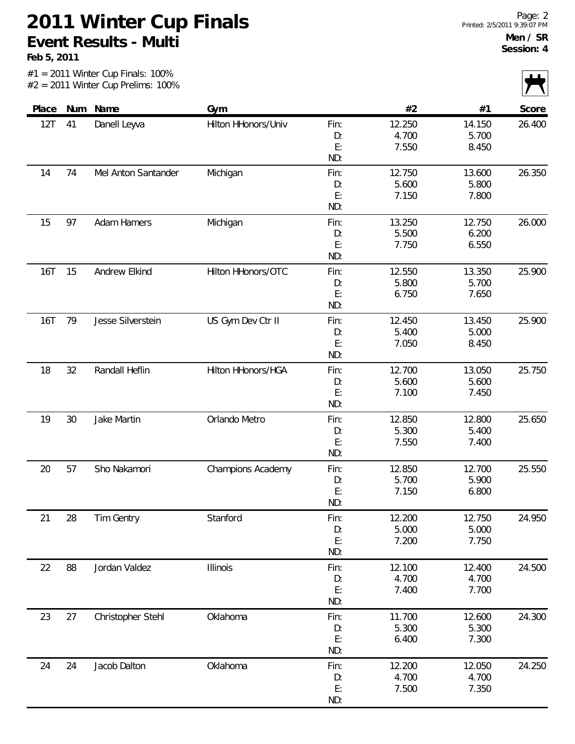# 2011 Winter Cup Finals

## Event Results - Multi

**Feb 5, 2011**

**Men / SR**
**Session: 4**

#1 = 2011 Winter Cup Finals: 100%
#2 = 2011 Winter Cup Prelims: 100%

| Place | Num | Name | Gym | | #2 | #1 | Score |
|---|---|---|---|---|---|---|---|
| 12T | 41 | Danell Leyva | Hilton HHonors/Univ | Fin: | 12.250 | 14.150 | 26.400 |
| | | | | D: | 4.700 | 5.700 | |
| | | | | E: | 7.550 | 8.450 | |
| | | | | ND: | | | |
| 14 | 74 | Mel Anton Santander | Michigan | Fin: | 12.750 | 13.600 | 26.350 |
| | | | | D: | 5.600 | 5.800 | |
| | | | | E: | 7.150 | 7.800 | |
| | | | | ND: | | | |
| 15 | 97 | Adam Hamers | Michigan | Fin: | 13.250 | 12.750 | 26.000 |
| | | | | D: | 5.500 | 6.200 | |
| | | | | E: | 7.750 | 6.550 | |
| | | | | ND: | | | |
| 16T | 15 | Andrew Elkind | Hilton HHonors/OTC | Fin: | 12.550 | 13.350 | 25.900 |
| | | | | D: | 5.800 | 5.700 | |
| | | | | E: | 6.750 | 7.650 | |
| | | | | ND: | | | |
| 16T | 79 | Jesse Silverstein | US Gym Dev Ctr II | Fin: | 12.450 | 13.450 | 25.900 |
| | | | | D: | 5.400 | 5.000 | |
| | | | | E: | 7.050 | 8.450 | |
| | | | | ND: | | | |
| 18 | 32 | Randall Heflin | Hilton HHonors/HGA | Fin: | 12.700 | 13.050 | 25.750 |
| | | | | D: | 5.600 | 5.600 | |
| | | | | E: | 7.100 | 7.450 | |
| | | | | ND: | | | |
| 19 | 30 | Jake Martin | Orlando Metro | Fin: | 12.850 | 12.800 | 25.650 |
| | | | | D: | 5.300 | 5.400 | |
| | | | | E: | 7.550 | 7.400 | |
| | | | | ND: | | | |
| 20 | 57 | Sho Nakamori | Champions Academy | Fin: | 12.850 | 12.700 | 25.550 |
| | | | | D: | 5.700 | 5.900 | |
| | | | | E: | 7.150 | 6.800 | |
| | | | | ND: | | | |
| 21 | 28 | Tim Gentry | Stanford | Fin: | 12.200 | 12.750 | 24.950 |
| | | | | D: | 5.000 | 5.000 | |
| | | | | E: | 7.200 | 7.750 | |
| | | | | ND: | | | |
| 22 | 88 | Jordan Valdez | Illinois | Fin: | 12.100 | 12.400 | 24.500 |
| | | | | D: | 4.700 | 4.700 | |
| | | | | E: | 7.400 | 7.700 | |
| | | | | ND: | | | |
| 23 | 27 | Christopher Stehl | Oklahoma | Fin: | 11.700 | 12.600 | 24.300 |
| | | | | D: | 5.300 | 5.300 | |
| | | | | E: | 6.400 | 7.300 | |
| | | | | ND: | | | |
| 24 | 24 | Jacob Dalton | Oklahoma | Fin: | 12.200 | 12.050 | 24.250 |
| | | | | D: | 4.700 | 4.700 | |
| | | | | E: | 7.500 | 7.350 | |
| | | | | ND: | | | |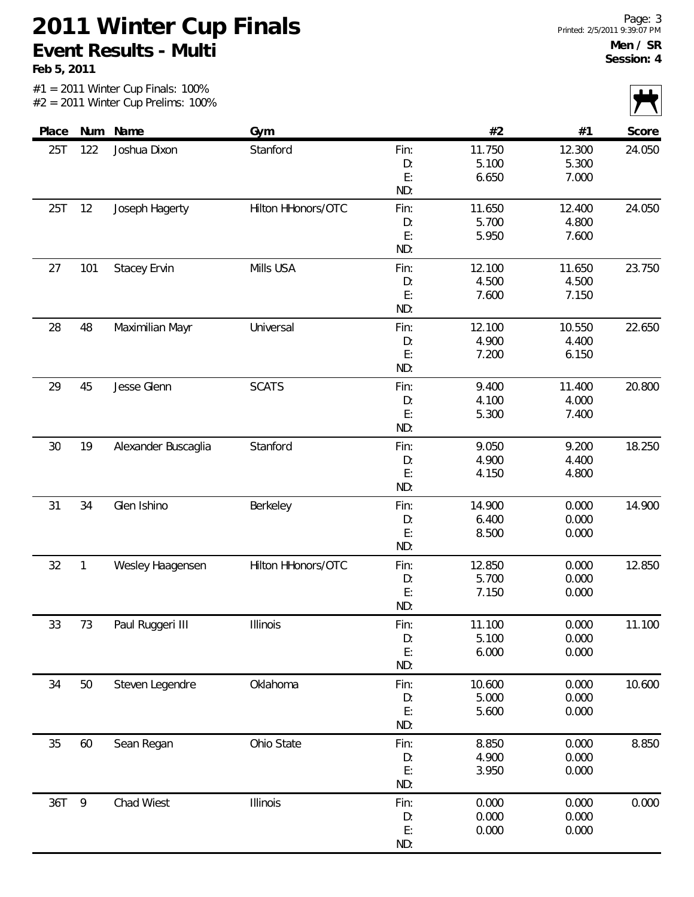# 2011 Winter Cup Finals

## Event Results - Multi

**Feb 5, 2011**

**Men / SR**
**Session: 4**

#1 = 2011 Winter Cup Finals: 100%
#2 = 2011 Winter Cup Prelims: 100%

| Place | Num | Name | Gym | | #2 | #1 | Score |
|---|---|---|---|---|---|---|---|
| 25T | 122 | Joshua Dixon | Stanford | Fin: | 11.750 | 12.300 | 24.050 |
| | | | | D: | 5.100 | 5.300 | |
| | | | | E: | 6.650 | 7.000 | |
| | | | | ND: | | | |
| 25T | 12 | Joseph Hagerty | Hilton HHonors/OTC | Fin: | 11.650 | 12.400 | 24.050 |
| | | | | D: | 5.700 | 4.800 | |
| | | | | E: | 5.950 | 7.600 | |
| | | | | ND: | | | |
| 27 | 101 | Stacey Ervin | Mills USA | Fin: | 12.100 | 11.650 | 23.750 |
| | | | | D: | 4.500 | 4.500 | |
| | | | | E: | 7.600 | 7.150 | |
| | | | | ND: | | | |
| 28 | 48 | Maximilian Mayr | Universal | Fin: | 12.100 | 10.550 | 22.650 |
| | | | | D: | 4.900 | 4.400 | |
| | | | | E: | 7.200 | 6.150 | |
| | | | | ND: | | | |
| 29 | 45 | Jesse Glenn | SCATS | Fin: | 9.400 | 11.400 | 20.800 |
| | | | | D: | 4.100 | 4.000 | |
| | | | | E: | 5.300 | 7.400 | |
| | | | | ND: | | | |
| 30 | 19 | Alexander Buscaglia | Stanford | Fin: | 9.050 | 9.200 | 18.250 |
| | | | | D: | 4.900 | 4.400 | |
| | | | | E: | 4.150 | 4.800 | |
| | | | | ND: | | | |
| 31 | 34 | Glen Ishino | Berkeley | Fin: | 14.900 | 0.000 | 14.900 |
| | | | | D: | 6.400 | 0.000 | |
| | | | | E: | 8.500 | 0.000 | |
| | | | | ND: | | | |
| 32 | 1 | Wesley Haagensen | Hilton HHonors/OTC | Fin: | 12.850 | 0.000 | 12.850 |
| | | | | D: | 5.700 | 0.000 | |
| | | | | E: | 7.150 | 0.000 | |
| | | | | ND: | | | |
| 33 | 73 | Paul Ruggeri III | Illinois | Fin: | 11.100 | 0.000 | 11.100 |
| | | | | D: | 5.100 | 0.000 | |
| | | | | E: | 6.000 | 0.000 | |
| | | | | ND: | | | |
| 34 | 50 | Steven Legendre | Oklahoma | Fin: | 10.600 | 0.000 | 10.600 |
| | | | | D: | 5.000 | 0.000 | |
| | | | | E: | 5.600 | 0.000 | |
| | | | | ND: | | | |
| 35 | 60 | Sean Regan | Ohio State | Fin: | 8.850 | 0.000 | 8.850 |
| | | | | D: | 4.900 | 0.000 | |
| | | | | E: | 3.950 | 0.000 | |
| | | | | ND: | | | |
| 36T | 9 | Chad Wiest | Illinois | Fin: | 0.000 | 0.000 | 0.000 |
| | | | | D: | 0.000 | 0.000 | |
| | | | | E: | 0.000 | 0.000 | |
| | | | | ND: | | | |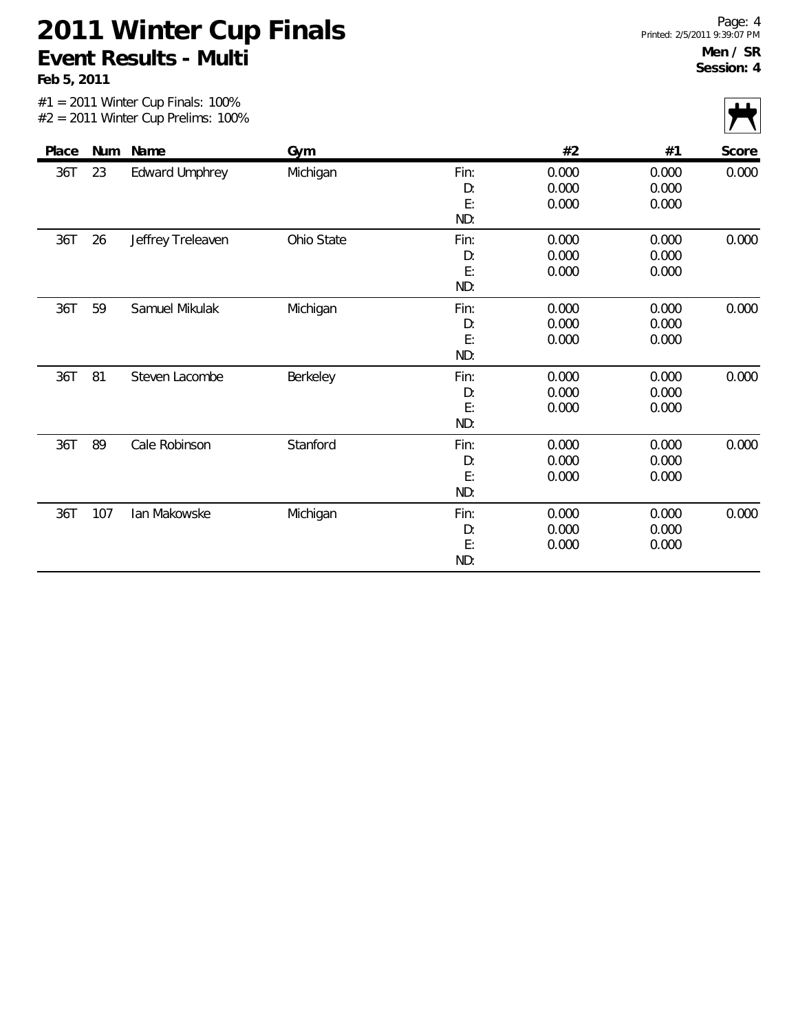# 2011 Winter Cup Finals

## Event Results - Multi

**Feb 5, 2011**

**Men / SR**
**Session: 4**

#1 = 2011 Winter Cup Finals: 100%
#2 = 2011 Winter Cup Prelims: 100%

| Place | Num | Name | Gym | | #2 | #1 | Score |
|---|---|---|---|---|---|---|---|
| 36T | 23 | Edward Umphrey | Michigan | Fin: | 0.000 | 0.000 | 0.000 |
| | | | | D: | 0.000 | 0.000 | |
| | | | | E: | 0.000 | 0.000 | |
| | | | | ND: | | | |
| 36T | 26 | Jeffrey Treleaven | Ohio State | Fin: | 0.000 | 0.000 | 0.000 |
| | | | | D: | 0.000 | 0.000 | |
| | | | | E: | 0.000 | 0.000 | |
| | | | | ND: | | | |
| 36T | 59 | Samuel Mikulak | Michigan | Fin: | 0.000 | 0.000 | 0.000 |
| | | | | D: | 0.000 | 0.000 | |
| | | | | E: | 0.000 | 0.000 | |
| | | | | ND: | | | |
| 36T | 81 | Steven Lacombe | Berkeley | Fin: | 0.000 | 0.000 | 0.000 |
| | | | | D: | 0.000 | 0.000 | |
| | | | | E: | 0.000 | 0.000 | |
| | | | | ND: | | | |
| 36T | 89 | Cale Robinson | Stanford | Fin: | 0.000 | 0.000 | 0.000 |
| | | | | D: | 0.000 | 0.000 | |
| | | | | E: | 0.000 | 0.000 | |
| | | | | ND: | | | |
| 36T | 107 | Ian Makowske | Michigan | Fin: | 0.000 | 0.000 | 0.000 |
| | | | | D: | 0.000 | 0.000 | |
| | | | | E: | 0.000 | 0.000 | |
| | | | | ND: | | | |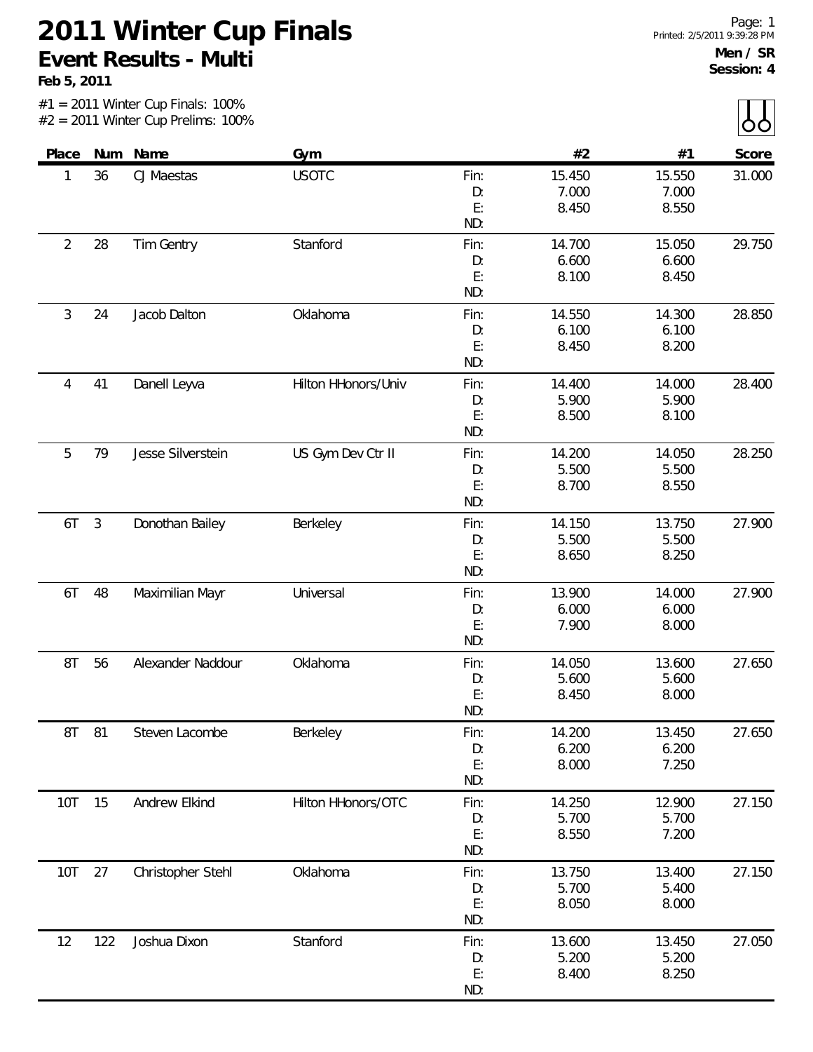# 2011 Winter Cup Finals

## Event Results - Multi

**Feb 5, 2011**

#1 = 2011 Winter Cup Finals: 100%
#2 = 2011 Winter Cup Prelims: 100%

**Men / SR**
**Session: 4**

| Place | Num | Name | Gym | | #2 | #1 | Score |
|---|---|---|---|---|---|---|---|
| 1 | 36 | CJ Maestas | USOTC | Fin: | 15.450 | 15.550 | 31.000 |
| | | | | D: | 7.000 | 7.000 | |
| | | | | E: | 8.450 | 8.550 | |
| | | | | ND: | | | |
| 2 | 28 | Tim Gentry | Stanford | Fin: | 14.700 | 15.050 | 29.750 |
| | | | | D: | 6.600 | 6.600 | |
| | | | | E: | 8.100 | 8.450 | |
| | | | | ND: | | | |
| 3 | 24 | Jacob Dalton | Oklahoma | Fin: | 14.550 | 14.300 | 28.850 |
| | | | | D: | 6.100 | 6.100 | |
| | | | | E: | 8.450 | 8.200 | |
| | | | | ND: | | | |
| 4 | 41 | Danell Leyva | Hilton HHonors/Univ | Fin: | 14.400 | 14.000 | 28.400 |
| | | | | D: | 5.900 | 5.900 | |
| | | | | E: | 8.500 | 8.100 | |
| | | | | ND: | | | |
| 5 | 79 | Jesse Silverstein | US Gym Dev Ctr II | Fin: | 14.200 | 14.050 | 28.250 |
| | | | | D: | 5.500 | 5.500 | |
| | | | | E: | 8.700 | 8.550 | |
| | | | | ND: | | | |
| 6T | 3 | Donothan Bailey | Berkeley | Fin: | 14.150 | 13.750 | 27.900 |
| | | | | D: | 5.500 | 5.500 | |
| | | | | E: | 8.650 | 8.250 | |
| | | | | ND: | | | |
| 6T | 48 | Maximilian Mayr | Universal | Fin: | 13.900 | 14.000 | 27.900 |
| | | | | D: | 6.000 | 6.000 | |
| | | | | E: | 7.900 | 8.000 | |
| | | | | ND: | | | |
| 8T | 56 | Alexander Naddour | Oklahoma | Fin: | 14.050 | 13.600 | 27.650 |
| | | | | D: | 5.600 | 5.600 | |
| | | | | E: | 8.450 | 8.000 | |
| | | | | ND: | | | |
| 8T | 81 | Steven Lacombe | Berkeley | Fin: | 14.200 | 13.450 | 27.650 |
| | | | | D: | 6.200 | 6.200 | |
| | | | | E: | 8.000 | 7.250 | |
| | | | | ND: | | | |
| 10T | 15 | Andrew Elkind | Hilton HHonors/OTC | Fin: | 14.250 | 12.900 | 27.150 |
| | | | | D: | 5.700 | 5.700 | |
| | | | | E: | 8.550 | 7.200 | |
| | | | | ND: | | | |
| 10T | 27 | Christopher Stehl | Oklahoma | Fin: | 13.750 | 13.400 | 27.150 |
| | | | | D: | 5.700 | 5.400 | |
| | | | | E: | 8.050 | 8.000 | |
| | | | | ND: | | | |
| 12 | 122 | Joshua Dixon | Stanford | Fin: | 13.600 | 13.450 | 27.050 |
| | | | | D: | 5.200 | 5.200 | |
| | | | | E: | 8.400 | 8.250 | |
| | | | | ND: | | | |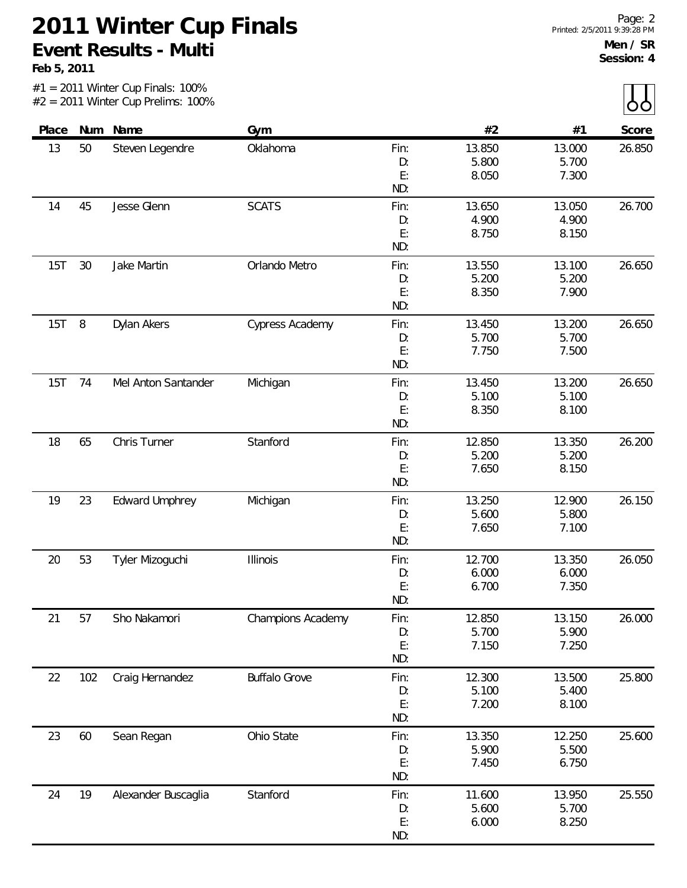# 2011 Winter Cup Finals

## Event Results - Multi

**Feb 5, 2011**

**Men / SR**
**Session: 4**

#1 = 2011 Winter Cup Finals: 100%
#2 = 2011 Winter Cup Prelims: 100%

| Place | Num | Name | Gym | | #2 | #1 | Score |
|---|---|---|---|---|---|---|---|
| 13 | 50 | Steven Legendre | Oklahoma | Fin: | 13.850 | 13.000 | 26.850 |
| | | | | D: | 5.800 | 5.700 | |
| | | | | E: | 8.050 | 7.300 | |
| | | | | ND: | | | |
| 14 | 45 | Jesse Glenn | SCATS | Fin: | 13.650 | 13.050 | 26.700 |
| | | | | D: | 4.900 | 4.900 | |
| | | | | E: | 8.750 | 8.150 | |
| | | | | ND: | | | |
| 15T | 30 | Jake Martin | Orlando Metro | Fin: | 13.550 | 13.100 | 26.650 |
| | | | | D: | 5.200 | 5.200 | |
| | | | | E: | 8.350 | 7.900 | |
| | | | | ND: | | | |
| 15T | 8 | Dylan Akers | Cypress Academy | Fin: | 13.450 | 13.200 | 26.650 |
| | | | | D: | 5.700 | 5.700 | |
| | | | | E: | 7.750 | 7.500 | |
| | | | | ND: | | | |
| 15T | 74 | Mel Anton Santander | Michigan | Fin: | 13.450 | 13.200 | 26.650 |
| | | | | D: | 5.100 | 5.100 | |
| | | | | E: | 8.350 | 8.100 | |
| | | | | ND: | | | |
| 18 | 65 | Chris Turner | Stanford | Fin: | 12.850 | 13.350 | 26.200 |
| | | | | D: | 5.200 | 5.200 | |
| | | | | E: | 7.650 | 8.150 | |
| | | | | ND: | | | |
| 19 | 23 | Edward Umphrey | Michigan | Fin: | 13.250 | 12.900 | 26.150 |
| | | | | D: | 5.600 | 5.800 | |
| | | | | E: | 7.650 | 7.100 | |
| | | | | ND: | | | |
| 20 | 53 | Tyler Mizoguchi | Illinois | Fin: | 12.700 | 13.350 | 26.050 |
| | | | | D: | 6.000 | 6.000 | |
| | | | | E: | 6.700 | 7.350 | |
| | | | | ND: | | | |
| 21 | 57 | Sho Nakamori | Champions Academy | Fin: | 12.850 | 13.150 | 26.000 |
| | | | | D: | 5.700 | 5.900 | |
| | | | | E: | 7.150 | 7.250 | |
| | | | | ND: | | | |
| 22 | 102 | Craig Hernandez | Buffalo Grove | Fin: | 12.300 | 13.500 | 25.800 |
| | | | | D: | 5.100 | 5.400 | |
| | | | | E: | 7.200 | 8.100 | |
| | | | | ND: | | | |
| 23 | 60 | Sean Regan | Ohio State | Fin: | 13.350 | 12.250 | 25.600 |
| | | | | D: | 5.900 | 5.500 | |
| | | | | E: | 7.450 | 6.750 | |
| | | | | ND: | | | |
| 24 | 19 | Alexander Buscaglia | Stanford | Fin: | 11.600 | 13.950 | 25.550 |
| | | | | D: | 5.600 | 5.700 | |
| | | | | E: | 6.000 | 8.250 | |
| | | | | ND: | | | |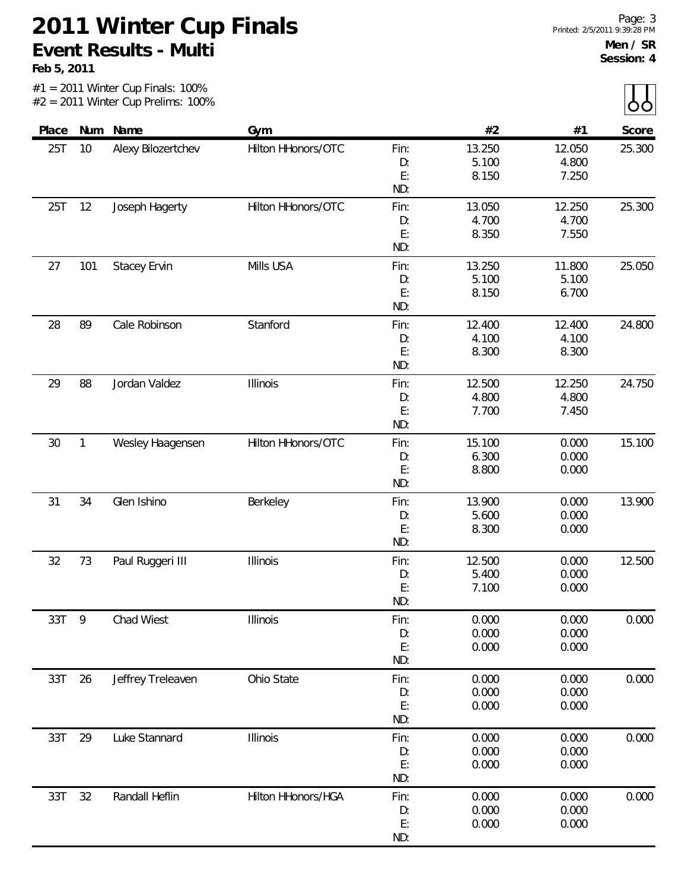# 2011 Winter Cup Finals

## Event Results - Multi

**Feb 5, 2011**

**Men / SR**
**Session: 4**

#1 = 2011 Winter Cup Finals: 100%
#2 = 2011 Winter Cup Prelims: 100%

| Place | Num | Name | Gym | | #2 | #1 | Score |
|---|---|---|---|---|---|---|---|
| 25T | 10 | Alexy Bilozertchev | Hilton HHonors/OTC | Fin: | 13.250 | 12.050 | 25.300 |
| | | | | D: | 5.100 | 4.800 | |
| | | | | E: | 8.150 | 7.250 | |
| | | | | ND: | | | |
| 25T | 12 | Joseph Hagerty | Hilton HHonors/OTC | Fin: | 13.050 | 12.250 | 25.300 |
| | | | | D: | 4.700 | 4.700 | |
| | | | | E: | 8.350 | 7.550 | |
| | | | | ND: | | | |
| 27 | 101 | Stacey Ervin | Mills USA | Fin: | 13.250 | 11.800 | 25.050 |
| | | | | D: | 5.100 | 5.100 | |
| | | | | E: | 8.150 | 6.700 | |
| | | | | ND: | | | |
| 28 | 89 | Cale Robinson | Stanford | Fin: | 12.400 | 12.400 | 24.800 |
| | | | | D: | 4.100 | 4.100 | |
| | | | | E: | 8.300 | 8.300 | |
| | | | | ND: | | | |
| 29 | 88 | Jordan Valdez | Illinois | Fin: | 12.500 | 12.250 | 24.750 |
| | | | | D: | 4.800 | 4.800 | |
| | | | | E: | 7.700 | 7.450 | |
| | | | | ND: | | | |
| 30 | 1 | Wesley Haagensen | Hilton HHonors/OTC | Fin: | 15.100 | 0.000 | 15.100 |
| | | | | D: | 6.300 | 0.000 | |
| | | | | E: | 8.800 | 0.000 | |
| | | | | ND: | | | |
| 31 | 34 | Glen Ishino | Berkeley | Fin: | 13.900 | 0.000 | 13.900 |
| | | | | D: | 5.600 | 0.000 | |
| | | | | E: | 8.300 | 0.000 | |
| | | | | ND: | | | |
| 32 | 73 | Paul Ruggeri III | Illinois | Fin: | 12.500 | 0.000 | 12.500 |
| | | | | D: | 5.400 | 0.000 | |
| | | | | E: | 7.100 | 0.000 | |
| | | | | ND: | | | |
| 33T | 9 | Chad Wiest | Illinois | Fin: | 0.000 | 0.000 | 0.000 |
| | | | | D: | 0.000 | 0.000 | |
| | | | | E: | 0.000 | 0.000 | |
| | | | | ND: | | | |
| 33T | 26 | Jeffrey Treleaven | Ohio State | Fin: | 0.000 | 0.000 | 0.000 |
| | | | | D: | 0.000 | 0.000 | |
| | | | | E: | 0.000 | 0.000 | |
| | | | | ND: | | | |
| 33T | 29 | Luke Stannard | Illinois | Fin: | 0.000 | 0.000 | 0.000 |
| | | | | D: | 0.000 | 0.000 | |
| | | | | E: | 0.000 | 0.000 | |
| | | | | ND: | | | |
| 33T | 32 | Randall Heflin | Hilton HHonors/HGA | Fin: | 0.000 | 0.000 | 0.000 |
| | | | | D: | 0.000 | 0.000 | |
| | | | | E: | 0.000 | 0.000 | |
| | | | | ND: | | | |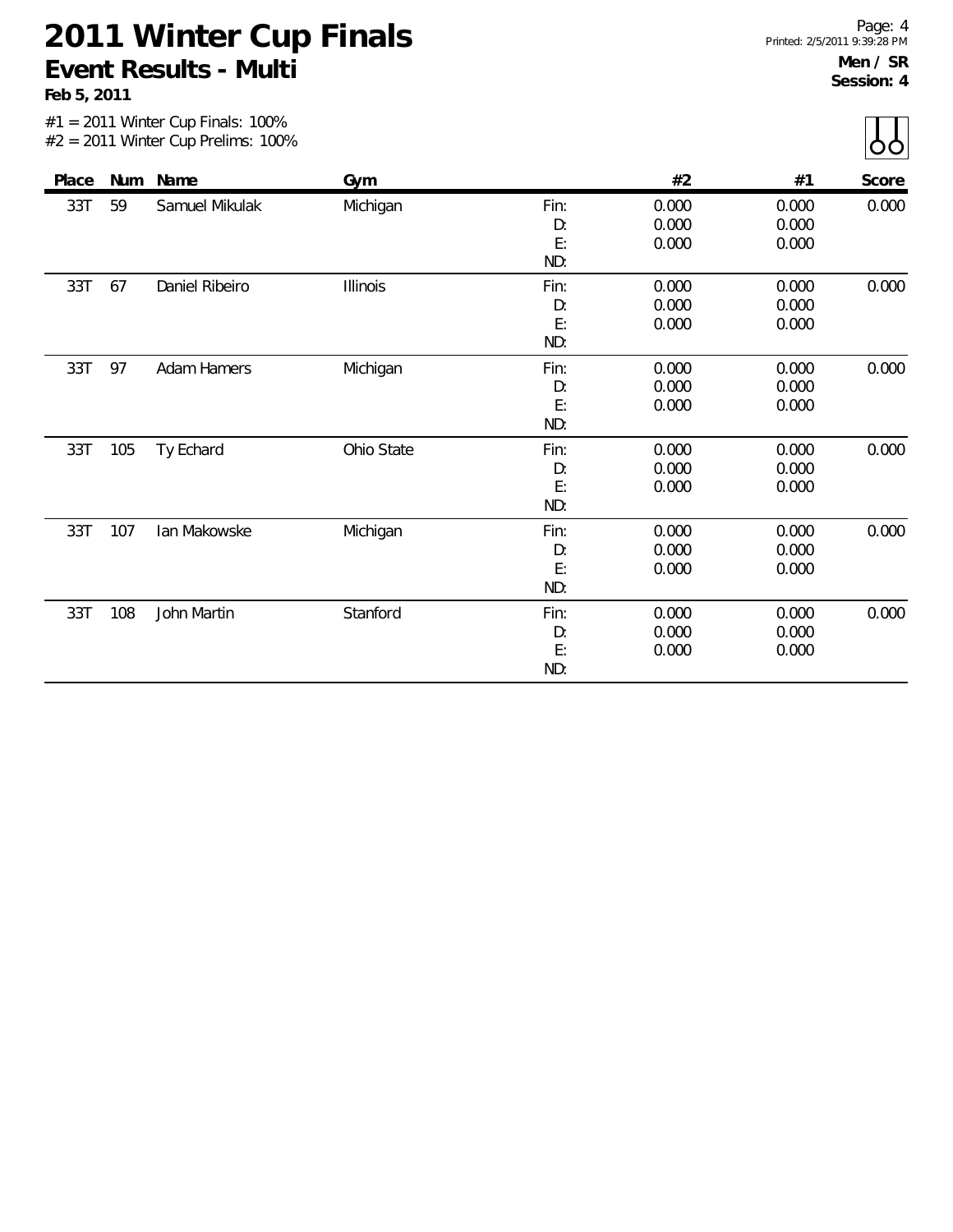# 2011 Winter Cup Finals

## Event Results - Multi

**Feb 5, 2011**

**Men / SR**
**Session: 4**

#1 = 2011 Winter Cup Finals: 100%
#2 = 2011 Winter Cup Prelims: 100%

| Place | Num | Name | Gym | | #2 | #1 | Score |
|---|---|---|---|---|---|---|---|
| 33T | 59 | Samuel Mikulak | Michigan | Fin: | 0.000 | 0.000 | 0.000 |
| | | | | D: | 0.000 | 0.000 | |
| | | | | E: | 0.000 | 0.000 | |
| | | | | ND: | | | |
| 33T | 67 | Daniel Ribeiro | Illinois | Fin: | 0.000 | 0.000 | 0.000 |
| | | | | D: | 0.000 | 0.000 | |
| | | | | E: | 0.000 | 0.000 | |
| | | | | ND: | | | |
| 33T | 97 | Adam Hamers | Michigan | Fin: | 0.000 | 0.000 | 0.000 |
| | | | | D: | 0.000 | 0.000 | |
| | | | | E: | 0.000 | 0.000 | |
| | | | | ND: | | | |
| 33T | 105 | Ty Echard | Ohio State | Fin: | 0.000 | 0.000 | 0.000 |
| | | | | D: | 0.000 | 0.000 | |
| | | | | E: | 0.000 | 0.000 | |
| | | | | ND: | | | |
| 33T | 107 | Ian Makowske | Michigan | Fin: | 0.000 | 0.000 | 0.000 |
| | | | | D: | 0.000 | 0.000 | |
| | | | | E: | 0.000 | 0.000 | |
| | | | | ND: | | | |
| 33T | 108 | John Martin | Stanford | Fin: | 0.000 | 0.000 | 0.000 |
| | | | | D: | 0.000 | 0.000 | |
| | | | | E: | 0.000 | 0.000 | |
| | | | | ND: | | | |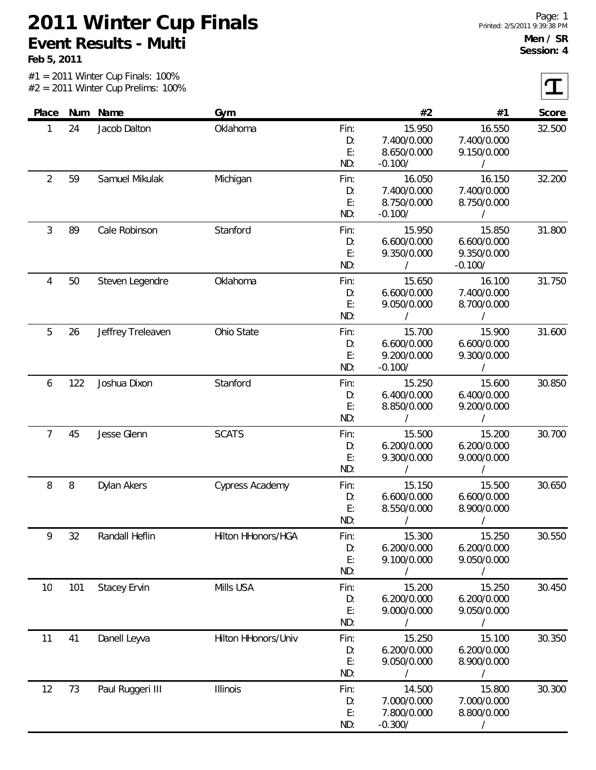# 2011 Winter Cup Finals

## Event Results - Multi

**Feb 5, 2011**

**Men / SR**
**Session: 4**

#1 = 2011 Winter Cup Finals: 100%
#2 = 2011 Winter Cup Prelims: 100%

| Place | Num | Name | Gym | | #2 | #1 | Score |
|---|---|---|---|---|---|---|---|
| 1 | 24 | Jacob Dalton | Oklahoma | Fin: | 15.950 | 16.550 | 32.500 |
| | | | | D: | 7.400/0.000 | 7.400/0.000 | |
| | | | | E: | 8.650/0.000 | 9.150/0.000 | |
| | | | | ND: | -0.100/ | / | |
| 2 | 59 | Samuel Mikulak | Michigan | Fin: | 16.050 | 16.150 | 32.200 |
| | | | | D: | 7.400/0.000 | 7.400/0.000 | |
| | | | | E: | 8.750/0.000 | 8.750/0.000 | |
| | | | | ND: | -0.100/ | / | |
| 3 | 89 | Cale Robinson | Stanford | Fin: | 15.950 | 15.850 | 31.800 |
| | | | | D: | 6.600/0.000 | 6.600/0.000 | |
| | | | | E: | 9.350/0.000 | 9.350/0.000 | |
| | | | | ND: | / | -0.100/ | |
| 4 | 50 | Steven Legendre | Oklahoma | Fin: | 15.650 | 16.100 | 31.750 |
| | | | | D: | 6.600/0.000 | 7.400/0.000 | |
| | | | | E: | 9.050/0.000 | 8.700/0.000 | |
| | | | | ND: | / | / | |
| 5 | 26 | Jeffrey Treleaven | Ohio State | Fin: | 15.700 | 15.900 | 31.600 |
| | | | | D: | 6.600/0.000 | 6.600/0.000 | |
| | | | | E: | 9.200/0.000 | 9.300/0.000 | |
| | | | | ND: | -0.100/ | / | |
| 6 | 122 | Joshua Dixon | Stanford | Fin: | 15.250 | 15.600 | 30.850 |
| | | | | D: | 6.400/0.000 | 6.400/0.000 | |
| | | | | E: | 8.850/0.000 | 9.200/0.000 | |
| | | | | ND: | / | / | |
| 7 | 45 | Jesse Glenn | SCATS | Fin: | 15.500 | 15.200 | 30.700 |
| | | | | D: | 6.200/0.000 | 6.200/0.000 | |
| | | | | E: | 9.300/0.000 | 9.000/0.000 | |
| | | | | ND: | / | / | |
| 8 | 8 | Dylan Akers | Cypress Academy | Fin: | 15.150 | 15.500 | 30.650 |
| | | | | D: | 6.600/0.000 | 6.600/0.000 | |
| | | | | E: | 8.550/0.000 | 8.900/0.000 | |
| | | | | ND: | / | / | |
| 9 | 32 | Randall Heflin | Hilton HHonors/HGA | Fin: | 15.300 | 15.250 | 30.550 |
| | | | | D: | 6.200/0.000 | 6.200/0.000 | |
| | | | | E: | 9.100/0.000 | 9.050/0.000 | |
| | | | | ND: | / | / | |
| 10 | 101 | Stacey Ervin | Mills USA | Fin: | 15.200 | 15.250 | 30.450 |
| | | | | D: | 6.200/0.000 | 6.200/0.000 | |
| | | | | E: | 9.000/0.000 | 9.050/0.000 | |
| | | | | ND: | / | / | |
| 11 | 41 | Danell Leyva | Hilton HHonors/Univ | Fin: | 15.250 | 15.100 | 30.350 |
| | | | | D: | 6.200/0.000 | 6.200/0.000 | |
| | | | | E: | 9.050/0.000 | 8.900/0.000 | |
| | | | | ND: | / | / | |
| 12 | 73 | Paul Ruggeri III | Illinois | Fin: | 14.500 | 15.800 | 30.300 |
| | | | | D: | 7.000/0.000 | 7.000/0.000 | |
| | | | | E: | 7.800/0.000 | 8.800/0.000 | |
| | | | | ND: | -0.300/ | / | |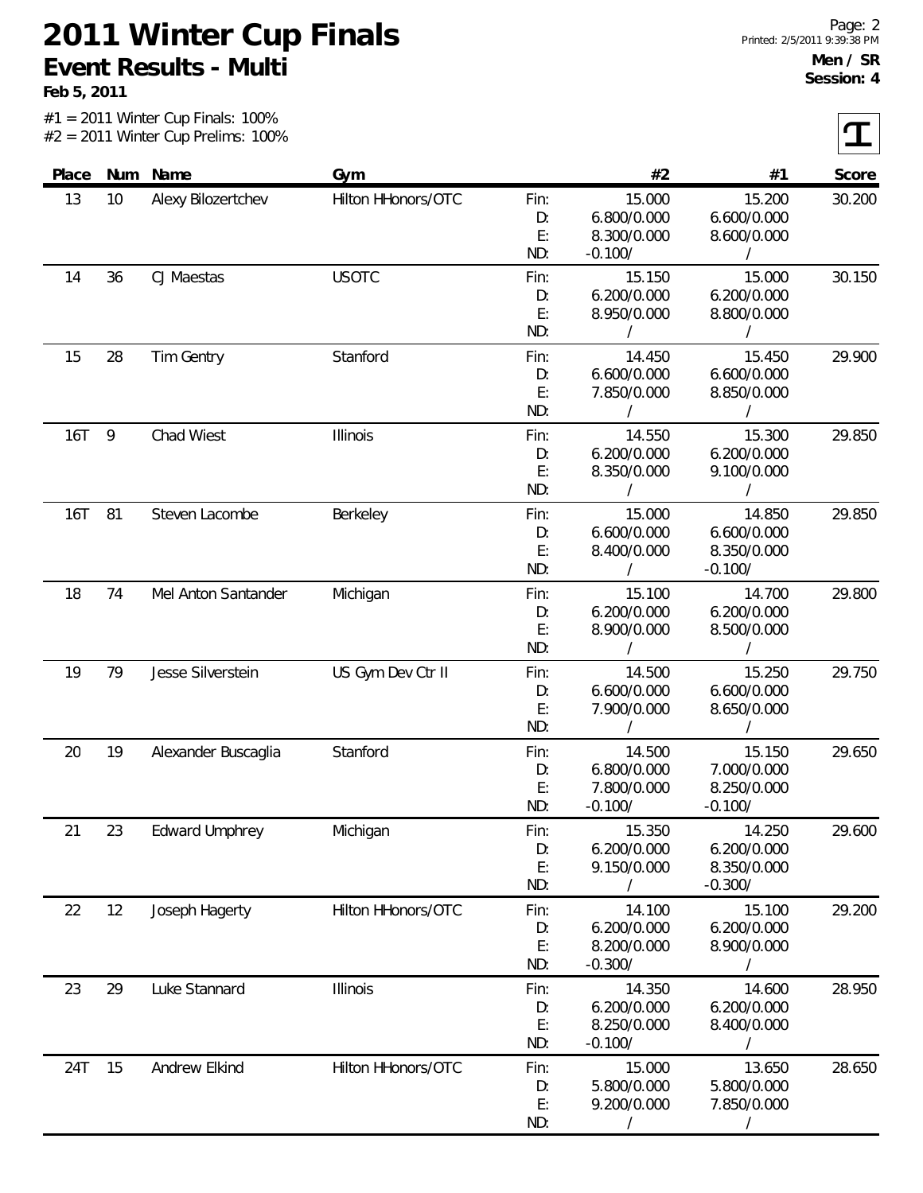# 2011 Winter Cup Finals

## Event Results - Multi

**Feb 5, 2011**

**Men / SR**
**Session: 4**

#1 = 2011 Winter Cup Finals: 100%
#2 = 2011 Winter Cup Prelims: 100%

| Place | Num | Name | Gym | | #2 | #1 | Score |
|---|---|---|---|---|---|---|---|
| 13 | 10 | Alexy Bilozertchev | Hilton HHonors/OTC | Fin: | 15.000 | 15.200 | 30.200 |
| | | | | D: | 6.800/0.000 | 6.600/0.000 | |
| | | | | E: | 8.300/0.000 | 8.600/0.000 | |
| | | | | ND: | -0.100/ | / | |
| 14 | 36 | CJ Maestas | USOTC | Fin: | 15.150 | 15.000 | 30.150 |
| | | | | D: | 6.200/0.000 | 6.200/0.000 | |
| | | | | E: | 8.950/0.000 | 8.800/0.000 | |
| | | | | ND: | / | / | |
| 15 | 28 | Tim Gentry | Stanford | Fin: | 14.450 | 15.450 | 29.900 |
| | | | | D: | 6.600/0.000 | 6.600/0.000 | |
| | | | | E: | 7.850/0.000 | 8.850/0.000 | |
| | | | | ND: | / | / | |
| 16T | 9 | Chad Wiest | Illinois | Fin: | 14.550 | 15.300 | 29.850 |
| | | | | D: | 6.200/0.000 | 6.200/0.000 | |
| | | | | E: | 8.350/0.000 | 9.100/0.000 | |
| | | | | ND: | / | / | |
| 16T | 81 | Steven Lacombe | Berkeley | Fin: | 15.000 | 14.850 | 29.850 |
| | | | | D: | 6.600/0.000 | 6.600/0.000 | |
| | | | | E: | 8.400/0.000 | 8.350/0.000 | |
| | | | | ND: | / | -0.100/ | |
| 18 | 74 | Mel Anton Santander | Michigan | Fin: | 15.100 | 14.700 | 29.800 |
| | | | | D: | 6.200/0.000 | 6.200/0.000 | |
| | | | | E: | 8.900/0.000 | 8.500/0.000 | |
| | | | | ND: | / | / | |
| 19 | 79 | Jesse Silverstein | US Gym Dev Ctr II | Fin: | 14.500 | 15.250 | 29.750 |
| | | | | D: | 6.600/0.000 | 6.600/0.000 | |
| | | | | E: | 7.900/0.000 | 8.650/0.000 | |
| | | | | ND: | / | / | |
| 20 | 19 | Alexander Buscaglia | Stanford | Fin: | 14.500 | 15.150 | 29.650 |
| | | | | D: | 6.800/0.000 | 7.000/0.000 | |
| | | | | E: | 7.800/0.000 | 8.250/0.000 | |
| | | | | ND: | -0.100/ | -0.100/ | |
| 21 | 23 | Edward Umphrey | Michigan | Fin: | 15.350 | 14.250 | 29.600 |
| | | | | D: | 6.200/0.000 | 6.200/0.000 | |
| | | | | E: | 9.150/0.000 | 8.350/0.000 | |
| | | | | ND: | / | -0.300/ | |
| 22 | 12 | Joseph Hagerty | Hilton HHonors/OTC | Fin: | 14.100 | 15.100 | 29.200 |
| | | | | D: | 6.200/0.000 | 6.200/0.000 | |
| | | | | E: | 8.200/0.000 | 8.900/0.000 | |
| | | | | ND: | -0.300/ | / | |
| 23 | 29 | Luke Stannard | Illinois | Fin: | 14.350 | 14.600 | 28.950 |
| | | | | D: | 6.200/0.000 | 6.200/0.000 | |
| | | | | E: | 8.250/0.000 | 8.400/0.000 | |
| | | | | ND: | -0.100/ | / | |
| 24T | 15 | Andrew Elkind | Hilton HHonors/OTC | Fin: | 15.000 | 13.650 | 28.650 |
| | | | | D: | 5.800/0.000 | 5.800/0.000 | |
| | | | | E: | 9.200/0.000 | 7.850/0.000 | |
| | | | | ND: | / | / | |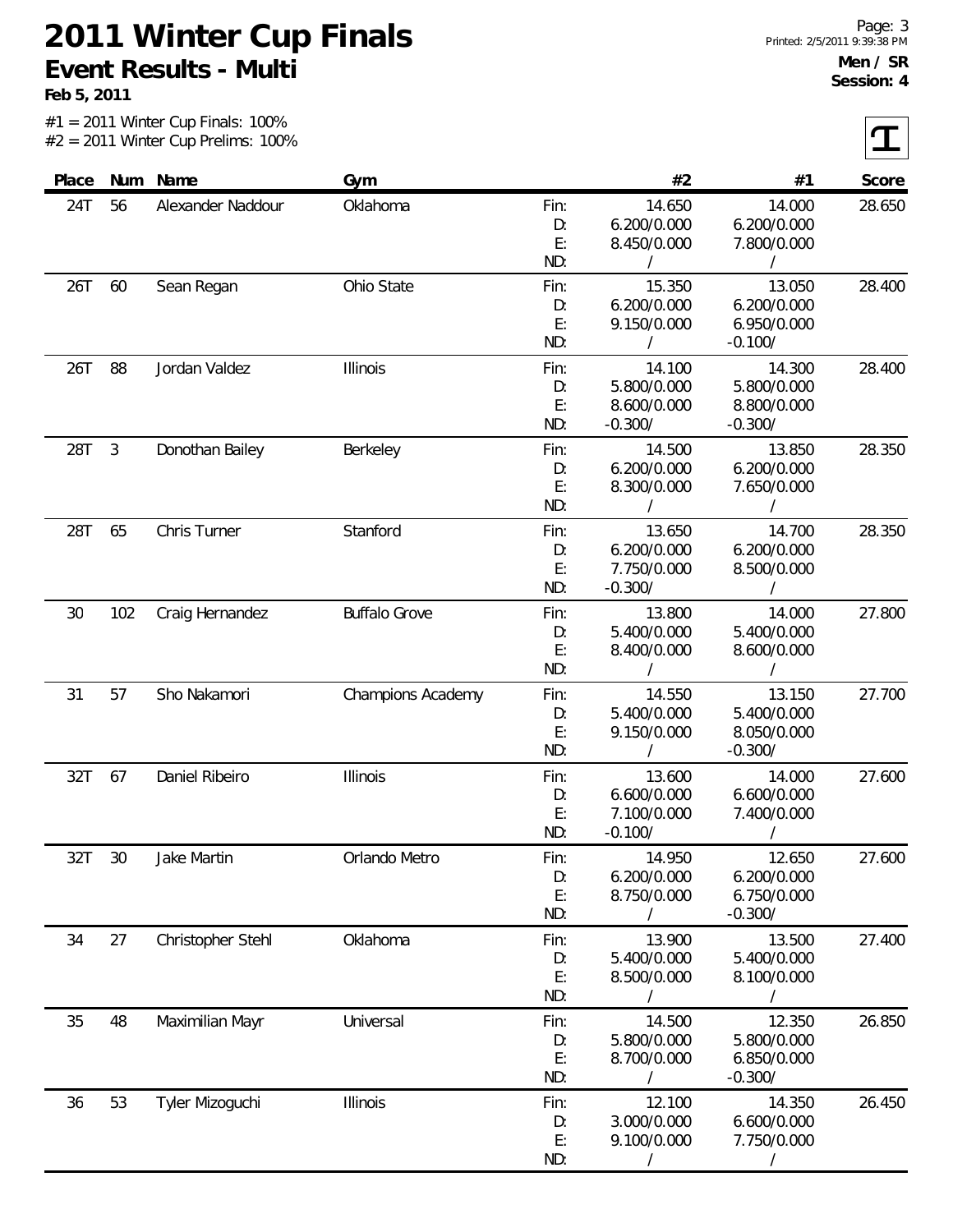# 2011 Winter Cup Finals

## Event Results - Multi

**Feb 5, 2011**

**Men / SR**
**Session: 4**

#1 = 2011 Winter Cup Finals: 100%
#2 = 2011 Winter Cup Prelims: 100%

| Place | Num | Name | Gym | | #2 | #1 | Score |
|---|---|---|---|---|---|---|---|
| 24T | 56 | Alexander Naddour | Oklahoma | Fin: | 14.650 | 14.000 | 28.650 |
| | | | | D: | 6.200/0.000 | 6.200/0.000 | |
| | | | | E: | 8.450/0.000 | 7.800/0.000 | |
| | | | | ND: | / | / | |
| 26T | 60 | Sean Regan | Ohio State | Fin: | 15.350 | 13.050 | 28.400 |
| | | | | D: | 6.200/0.000 | 6.200/0.000 | |
| | | | | E: | 9.150/0.000 | 6.950/0.000 | |
| | | | | ND: | / | -0.100/ | |
| 26T | 88 | Jordan Valdez | Illinois | Fin: | 14.100 | 14.300 | 28.400 |
| | | | | D: | 5.800/0.000 | 5.800/0.000 | |
| | | | | E: | 8.600/0.000 | 8.800/0.000 | |
| | | | | ND: | -0.300/ | -0.300/ | |
| 28T | 3 | Donothan Bailey | Berkeley | Fin: | 14.500 | 13.850 | 28.350 |
| | | | | D: | 6.200/0.000 | 6.200/0.000 | |
| | | | | E: | 8.300/0.000 | 7.650/0.000 | |
| | | | | ND: | / | / | |
| 28T | 65 | Chris Turner | Stanford | Fin: | 13.650 | 14.700 | 28.350 |
| | | | | D: | 6.200/0.000 | 6.200/0.000 | |
| | | | | E: | 7.750/0.000 | 8.500/0.000 | |
| | | | | ND: | -0.300/ | / | |
| 30 | 102 | Craig Hernandez | Buffalo Grove | Fin: | 13.800 | 14.000 | 27.800 |
| | | | | D: | 5.400/0.000 | 5.400/0.000 | |
| | | | | E: | 8.400/0.000 | 8.600/0.000 | |
| | | | | ND: | / | / | |
| 31 | 57 | Sho Nakamori | Champions Academy | Fin: | 14.550 | 13.150 | 27.700 |
| | | | | D: | 5.400/0.000 | 5.400/0.000 | |
| | | | | E: | 9.150/0.000 | 8.050/0.000 | |
| | | | | ND: | / | -0.300/ | |
| 32T | 67 | Daniel Ribeiro | Illinois | Fin: | 13.600 | 14.000 | 27.600 |
| | | | | D: | 6.600/0.000 | 6.600/0.000 | |
| | | | | E: | 7.100/0.000 | 7.400/0.000 | |
| | | | | ND: | -0.100/ | / | |
| 32T | 30 | Jake Martin | Orlando Metro | Fin: | 14.950 | 12.650 | 27.600 |
| | | | | D: | 6.200/0.000 | 6.200/0.000 | |
| | | | | E: | 8.750/0.000 | 6.750/0.000 | |
| | | | | ND: | / | -0.300/ | |
| 34 | 27 | Christopher Stehl | Oklahoma | Fin: | 13.900 | 13.500 | 27.400 |
| | | | | D: | 5.400/0.000 | 5.400/0.000 | |
| | | | | E: | 8.500/0.000 | 8.100/0.000 | |
| | | | | ND: | / | / | |
| 35 | 48 | Maximilian Mayr | Universal | Fin: | 14.500 | 12.350 | 26.850 |
| | | | | D: | 5.800/0.000 | 5.800/0.000 | |
| | | | | E: | 8.700/0.000 | 6.850/0.000 | |
| | | | | ND: | / | -0.300/ | |
| 36 | 53 | Tyler Mizoguchi | Illinois | Fin: | 12.100 | 14.350 | 26.450 |
| | | | | D: | 3.000/0.000 | 6.600/0.000 | |
| | | | | E: | 9.100/0.000 | 7.750/0.000 | |
| | | | | ND: | / | / | |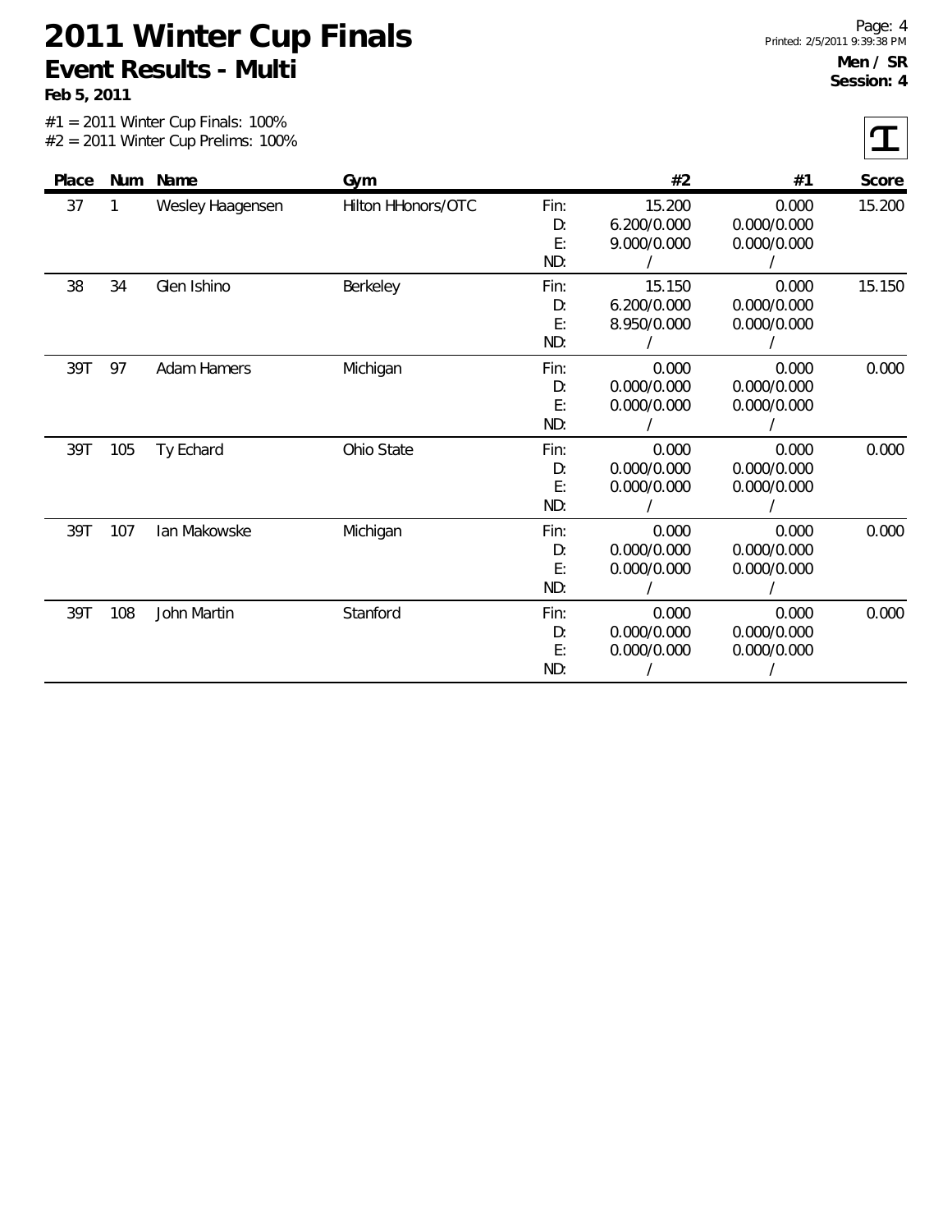# 2011 Winter Cup Finals

## Event Results - Multi

**Feb 5, 2011**

**Men / SR**
**Session: 4**

#1 = 2011 Winter Cup Finals: 100%
#2 = 2011 Winter Cup Prelims: 100%

| Place | Num | Name | Gym | | #2 | #1 | Score |
|---|---|---|---|---|---|---|---|
| 37 | 1 | Wesley Haagensen | Hilton HHonors/OTC | Fin: | 15.200 | 0.000 | 15.200 |
| | | | | D: | 6.200/0.000 | 0.000/0.000 | |
| | | | | E: | 9.000/0.000 | 0.000/0.000 | |
| | | | | ND: | / | / | |
| 38 | 34 | Glen Ishino | Berkeley | Fin: | 15.150 | 0.000 | 15.150 |
| | | | | D: | 6.200/0.000 | 0.000/0.000 | |
| | | | | E: | 8.950/0.000 | 0.000/0.000 | |
| | | | | ND: | / | / | |
| 39T | 97 | Adam Hamers | Michigan | Fin: | 0.000 | 0.000 | 0.000 |
| | | | | D: | 0.000/0.000 | 0.000/0.000 | |
| | | | | E: | 0.000/0.000 | 0.000/0.000 | |
| | | | | ND: | / | / | |
| 39T | 105 | Ty Echard | Ohio State | Fin: | 0.000 | 0.000 | 0.000 |
| | | | | D: | 0.000/0.000 | 0.000/0.000 | |
| | | | | E: | 0.000/0.000 | 0.000/0.000 | |
| | | | | ND: | / | / | |
| 39T | 107 | Ian Makowske | Michigan | Fin: | 0.000 | 0.000 | 0.000 |
| | | | | D: | 0.000/0.000 | 0.000/0.000 | |
| | | | | E: | 0.000/0.000 | 0.000/0.000 | |
| | | | | ND: | / | / | |
| 39T | 108 | John Martin | Stanford | Fin: | 0.000 | 0.000 | 0.000 |
| | | | | D: | 0.000/0.000 | 0.000/0.000 | |
| | | | | E: | 0.000/0.000 | 0.000/0.000 | |
| | | | | ND: | / | / | |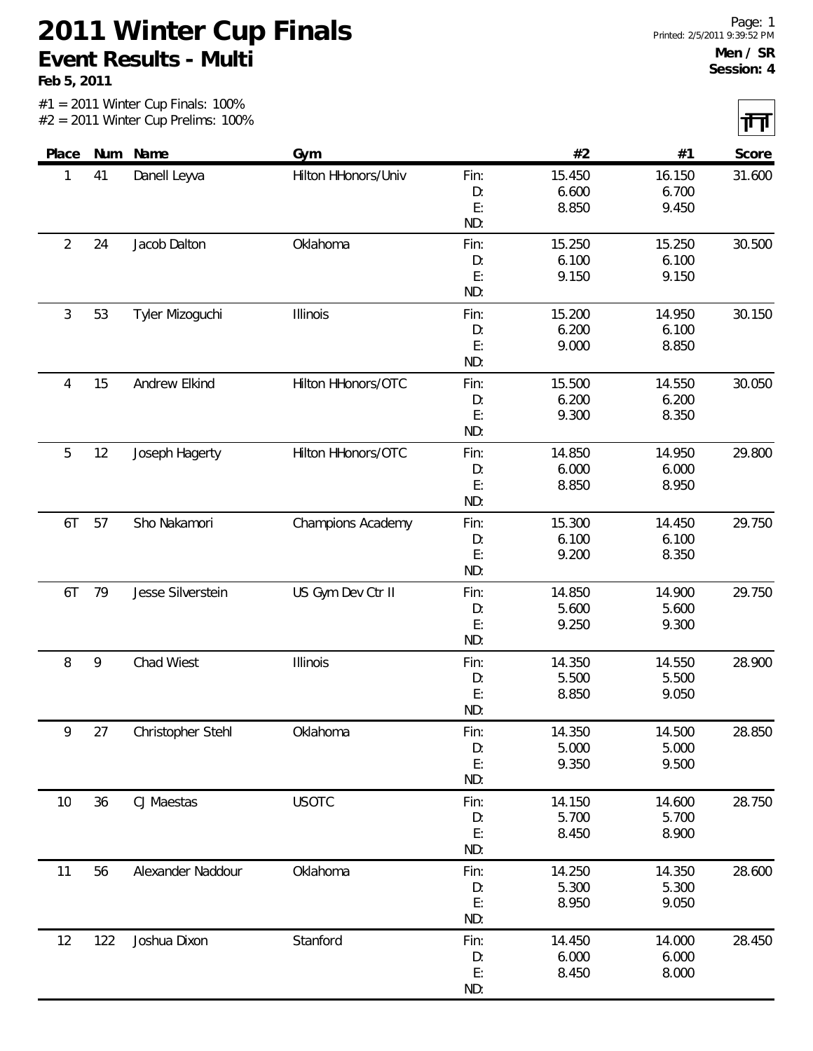# 2011 Winter Cup Finals

## Event Results - Multi

**Feb 5, 2011**

**Men / SR**
**Session: 4**

#1 = 2011 Winter Cup Finals: 100%
#2 = 2011 Winter Cup Prelims: 100%

| Place | Num | Name | Gym | | #2 | #1 | Score |
|---|---|---|---|---|---|---|---|
| 1 | 41 | Danell Leyva | Hilton HHonors/Univ | Fin: | 15.450 | 16.150 | 31.600 |
| | | | | D: | 6.600 | 6.700 | |
| | | | | E: | 8.850 | 9.450 | |
| | | | | ND: | | | |
| 2 | 24 | Jacob Dalton | Oklahoma | Fin: | 15.250 | 15.250 | 30.500 |
| | | | | D: | 6.100 | 6.100 | |
| | | | | E: | 9.150 | 9.150 | |
| | | | | ND: | | | |
| 3 | 53 | Tyler Mizoguchi | Illinois | Fin: | 15.200 | 14.950 | 30.150 |
| | | | | D: | 6.200 | 6.100 | |
| | | | | E: | 9.000 | 8.850 | |
| | | | | ND: | | | |
| 4 | 15 | Andrew Elkind | Hilton HHonors/OTC | Fin: | 15.500 | 14.550 | 30.050 |
| | | | | D: | 6.200 | 6.200 | |
| | | | | E: | 9.300 | 8.350 | |
| | | | | ND: | | | |
| 5 | 12 | Joseph Hagerty | Hilton HHonors/OTC | Fin: | 14.850 | 14.950 | 29.800 |
| | | | | D: | 6.000 | 6.000 | |
| | | | | E: | 8.850 | 8.950 | |
| | | | | ND: | | | |
| 6T | 57 | Sho Nakamori | Champions Academy | Fin: | 15.300 | 14.450 | 29.750 |
| | | | | D: | 6.100 | 6.100 | |
| | | | | E: | 9.200 | 8.350 | |
| | | | | ND: | | | |
| 6T | 79 | Jesse Silverstein | US Gym Dev Ctr II | Fin: | 14.850 | 14.900 | 29.750 |
| | | | | D: | 5.600 | 5.600 | |
| | | | | E: | 9.250 | 9.300 | |
| | | | | ND: | | | |
| 8 | 9 | Chad Wiest | Illinois | Fin: | 14.350 | 14.550 | 28.900 |
| | | | | D: | 5.500 | 5.500 | |
| | | | | E: | 8.850 | 9.050 | |
| | | | | ND: | | | |
| 9 | 27 | Christopher Stehl | Oklahoma | Fin: | 14.350 | 14.500 | 28.850 |
| | | | | D: | 5.000 | 5.000 | |
| | | | | E: | 9.350 | 9.500 | |
| | | | | ND: | | | |
| 10 | 36 | CJ Maestas | USOTC | Fin: | 14.150 | 14.600 | 28.750 |
| | | | | D: | 5.700 | 5.700 | |
| | | | | E: | 8.450 | 8.900 | |
| | | | | ND: | | | |
| 11 | 56 | Alexander Naddour | Oklahoma | Fin: | 14.250 | 14.350 | 28.600 |
| | | | | D: | 5.300 | 5.300 | |
| | | | | E: | 8.950 | 9.050 | |
| | | | | ND: | | | |
| 12 | 122 | Joshua Dixon | Stanford | Fin: | 14.450 | 14.000 | 28.450 |
| | | | | D: | 6.000 | 6.000 | |
| | | | | E: | 8.450 | 8.000 | |
| | | | | ND: | | | |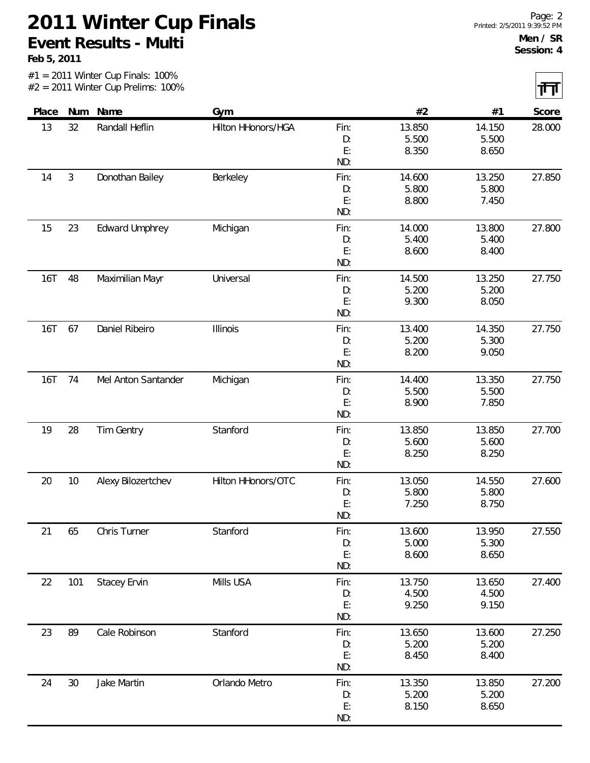# 2011 Winter Cup Finals

## Event Results - Multi

**Feb 5, 2011**

**Men / SR**
**Session: 4**

#1 = 2011 Winter Cup Finals: 100%
#2 = 2011 Winter Cup Prelims: 100%

| Place | Num | Name | Gym | | #2 | #1 | Score |
|---|---|---|---|---|---|---|---|
| 13 | 32 | Randall Heflin | Hilton HHonors/HGA | Fin: | 13.850 | 14.150 | 28.000 |
| | | | | D: | 5.500 | 5.500 | |
| | | | | E: | 8.350 | 8.650 | |
| | | | | ND: | | | |
| 14 | 3 | Donothan Bailey | Berkeley | Fin: | 14.600 | 13.250 | 27.850 |
| | | | | D: | 5.800 | 5.800 | |
| | | | | E: | 8.800 | 7.450 | |
| | | | | ND: | | | |
| 15 | 23 | Edward Umphrey | Michigan | Fin: | 14.000 | 13.800 | 27.800 |
| | | | | D: | 5.400 | 5.400 | |
| | | | | E: | 8.600 | 8.400 | |
| | | | | ND: | | | |
| 16T | 48 | Maximilian Mayr | Universal | Fin: | 14.500 | 13.250 | 27.750 |
| | | | | D: | 5.200 | 5.200 | |
| | | | | E: | 9.300 | 8.050 | |
| | | | | ND: | | | |
| 16T | 67 | Daniel Ribeiro | Illinois | Fin: | 13.400 | 14.350 | 27.750 |
| | | | | D: | 5.200 | 5.300 | |
| | | | | E: | 8.200 | 9.050 | |
| | | | | ND: | | | |
| 16T | 74 | Mel Anton Santander | Michigan | Fin: | 14.400 | 13.350 | 27.750 |
| | | | | D: | 5.500 | 5.500 | |
| | | | | E: | 8.900 | 7.850 | |
| | | | | ND: | | | |
| 19 | 28 | Tim Gentry | Stanford | Fin: | 13.850 | 13.850 | 27.700 |
| | | | | D: | 5.600 | 5.600 | |
| | | | | E: | 8.250 | 8.250 | |
| | | | | ND: | | | |
| 20 | 10 | Alexy Bilozertchev | Hilton HHonors/OTC | Fin: | 13.050 | 14.550 | 27.600 |
| | | | | D: | 5.800 | 5.800 | |
| | | | | E: | 7.250 | 8.750 | |
| | | | | ND: | | | |
| 21 | 65 | Chris Turner | Stanford | Fin: | 13.600 | 13.950 | 27.550 |
| | | | | D: | 5.000 | 5.300 | |
| | | | | E: | 8.600 | 8.650 | |
| | | | | ND: | | | |
| 22 | 101 | Stacey Ervin | Mills USA | Fin: | 13.750 | 13.650 | 27.400 |
| | | | | D: | 4.500 | 4.500 | |
| | | | | E: | 9.250 | 9.150 | |
| | | | | ND: | | | |
| 23 | 89 | Cale Robinson | Stanford | Fin: | 13.650 | 13.600 | 27.250 |
| | | | | D: | 5.200 | 5.200 | |
| | | | | E: | 8.450 | 8.400 | |
| | | | | ND: | | | |
| 24 | 30 | Jake Martin | Orlando Metro | Fin: | 13.350 | 13.850 | 27.200 |
| | | | | D: | 5.200 | 5.200 | |
| | | | | E: | 8.150 | 8.650 | |
| | | | | ND: | | | |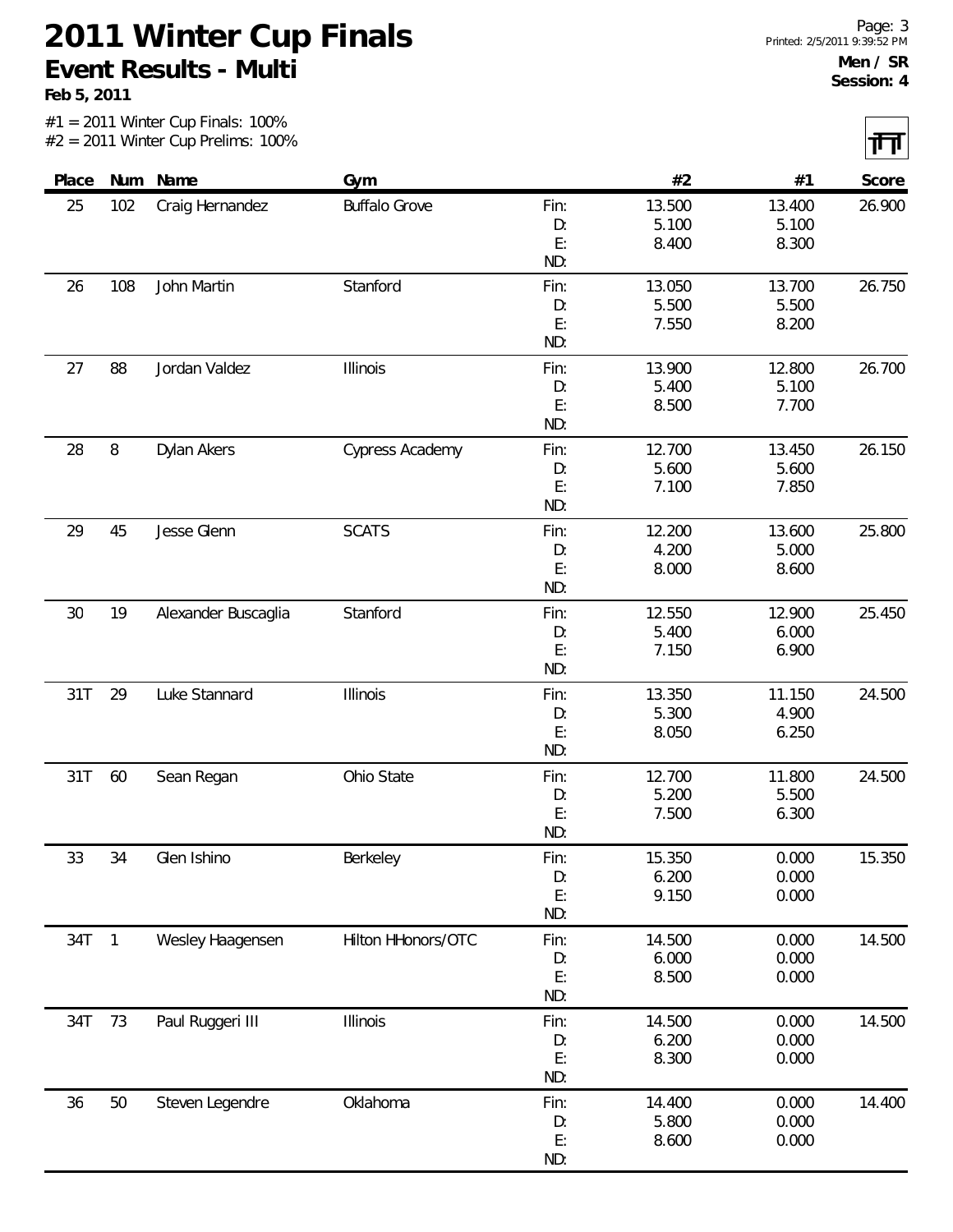# 2011 Winter Cup Finals

## Event Results - Multi

**Feb 5, 2011**

**Men / SR**
**Session: 4**

#1 = 2011 Winter Cup Finals: 100%
#2 = 2011 Winter Cup Prelims: 100%

| Place | Num | Name | Gym | | #2 | #1 | Score |
|---|---|---|---|---|---|---|---|
| 25 | 102 | Craig Hernandez | Buffalo Grove | Fin: | 13.500 | 13.400 | 26.900 |
| | | | | D: | 5.100 | 5.100 | |
| | | | | E: | 8.400 | 8.300 | |
| | | | | ND: | | | |
| 26 | 108 | John Martin | Stanford | Fin: | 13.050 | 13.700 | 26.750 |
| | | | | D: | 5.500 | 5.500 | |
| | | | | E: | 7.550 | 8.200 | |
| | | | | ND: | | | |
| 27 | 88 | Jordan Valdez | Illinois | Fin: | 13.900 | 12.800 | 26.700 |
| | | | | D: | 5.400 | 5.100 | |
| | | | | E: | 8.500 | 7.700 | |
| | | | | ND: | | | |
| 28 | 8 | Dylan Akers | Cypress Academy | Fin: | 12.700 | 13.450 | 26.150 |
| | | | | D: | 5.600 | 5.600 | |
| | | | | E: | 7.100 | 7.850 | |
| | | | | ND: | | | |
| 29 | 45 | Jesse Glenn | SCATS | Fin: | 12.200 | 13.600 | 25.800 |
| | | | | D: | 4.200 | 5.000 | |
| | | | | E: | 8.000 | 8.600 | |
| | | | | ND: | | | |
| 30 | 19 | Alexander Buscaglia | Stanford | Fin: | 12.550 | 12.900 | 25.450 |
| | | | | D: | 5.400 | 6.000 | |
| | | | | E: | 7.150 | 6.900 | |
| | | | | ND: | | | |
| 31T | 29 | Luke Stannard | Illinois | Fin: | 13.350 | 11.150 | 24.500 |
| | | | | D: | 5.300 | 4.900 | |
| | | | | E: | 8.050 | 6.250 | |
| | | | | ND: | | | |
| 31T | 60 | Sean Regan | Ohio State | Fin: | 12.700 | 11.800 | 24.500 |
| | | | | D: | 5.200 | 5.500 | |
| | | | | E: | 7.500 | 6.300 | |
| | | | | ND: | | | |
| 33 | 34 | Glen Ishino | Berkeley | Fin: | 15.350 | 0.000 | 15.350 |
| | | | | D: | 6.200 | 0.000 | |
| | | | | E: | 9.150 | 0.000 | |
| | | | | ND: | | | |
| 34T | 1 | Wesley Haagensen | Hilton HHonors/OTC | Fin: | 14.500 | 0.000 | 14.500 |
| | | | | D: | 6.000 | 0.000 | |
| | | | | E: | 8.500 | 0.000 | |
| | | | | ND: | | | |
| 34T | 73 | Paul Ruggeri III | Illinois | Fin: | 14.500 | 0.000 | 14.500 |
| | | | | D: | 6.200 | 0.000 | |
| | | | | E: | 8.300 | 0.000 | |
| | | | | ND: | | | |
| 36 | 50 | Steven Legendre | Oklahoma | Fin: | 14.400 | 0.000 | 14.400 |
| | | | | D: | 5.800 | 0.000 | |
| | | | | E: | 8.600 | 0.000 | |
| | | | | ND: | | | |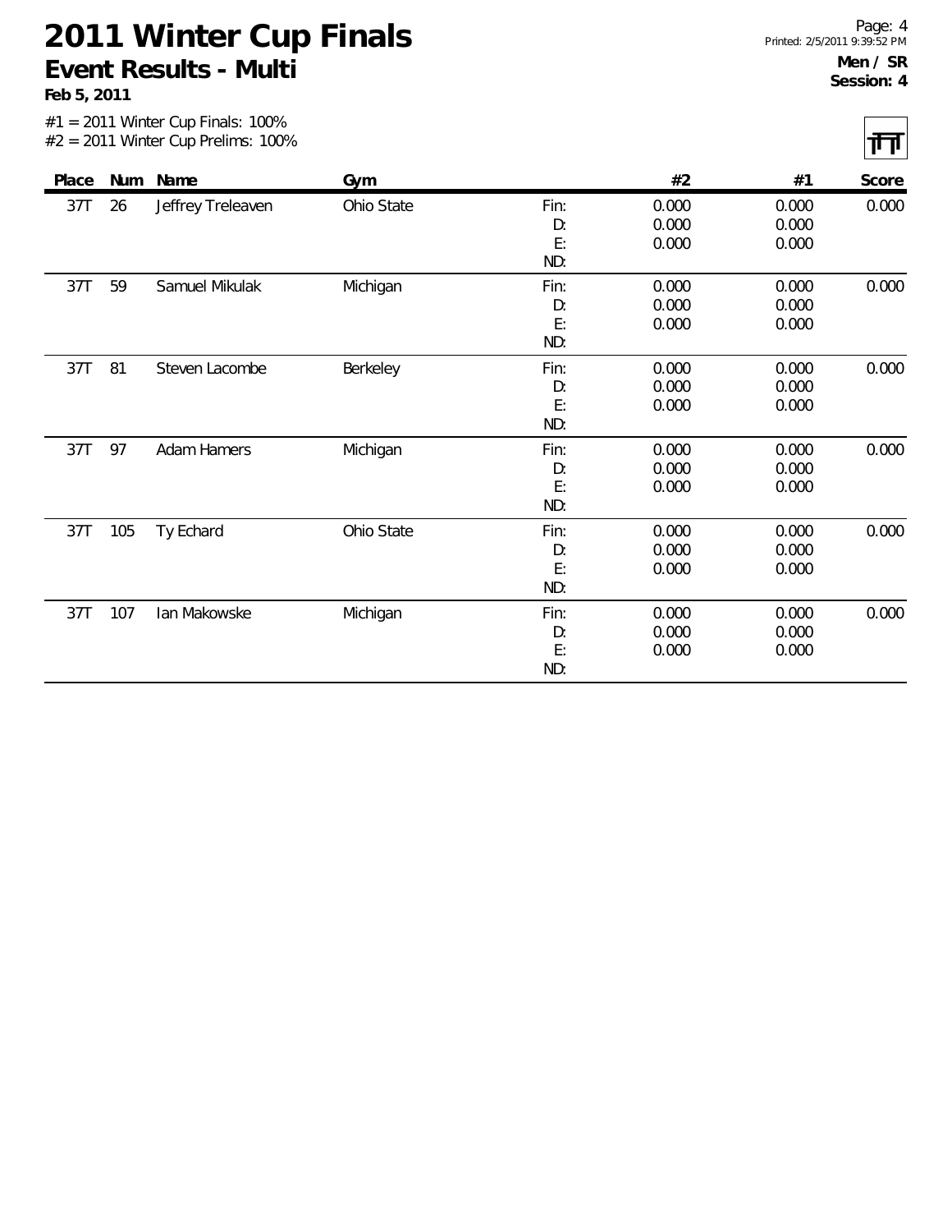# 2011 Winter Cup Finals

## Event Results - Multi

**Feb 5, 2011**

**Men / SR**
**Session: 4**

#1 = 2011 Winter Cup Finals: 100%
#2 = 2011 Winter Cup Prelims: 100%

| Place | Num | Name | Gym | | #2 | #1 | Score |
|---|---|---|---|---|---|---|---|
| 37T | 26 | Jeffrey Treleaven | Ohio State | Fin: | 0.000 | 0.000 | 0.000 |
| | | | | D: | 0.000 | 0.000 | |
| | | | | E: | 0.000 | 0.000 | |
| | | | | ND: | | | |
| 37T | 59 | Samuel Mikulak | Michigan | Fin: | 0.000 | 0.000 | 0.000 |
| | | | | D: | 0.000 | 0.000 | |
| | | | | E: | 0.000 | 0.000 | |
| | | | | ND: | | | |
| 37T | 81 | Steven Lacombe | Berkeley | Fin: | 0.000 | 0.000 | 0.000 |
| | | | | D: | 0.000 | 0.000 | |
| | | | | E: | 0.000 | 0.000 | |
| | | | | ND: | | | |
| 37T | 97 | Adam Hamers | Michigan | Fin: | 0.000 | 0.000 | 0.000 |
| | | | | D: | 0.000 | 0.000 | |
| | | | | E: | 0.000 | 0.000 | |
| | | | | ND: | | | |
| 37T | 105 | Ty Echard | Ohio State | Fin: | 0.000 | 0.000 | 0.000 |
| | | | | D: | 0.000 | 0.000 | |
| | | | | E: | 0.000 | 0.000 | |
| | | | | ND: | | | |
| 37T | 107 | Ian Makowske | Michigan | Fin: | 0.000 | 0.000 | 0.000 |
| | | | | D: | 0.000 | 0.000 | |
| | | | | E: | 0.000 | 0.000 | |
| | | | | ND: | | | |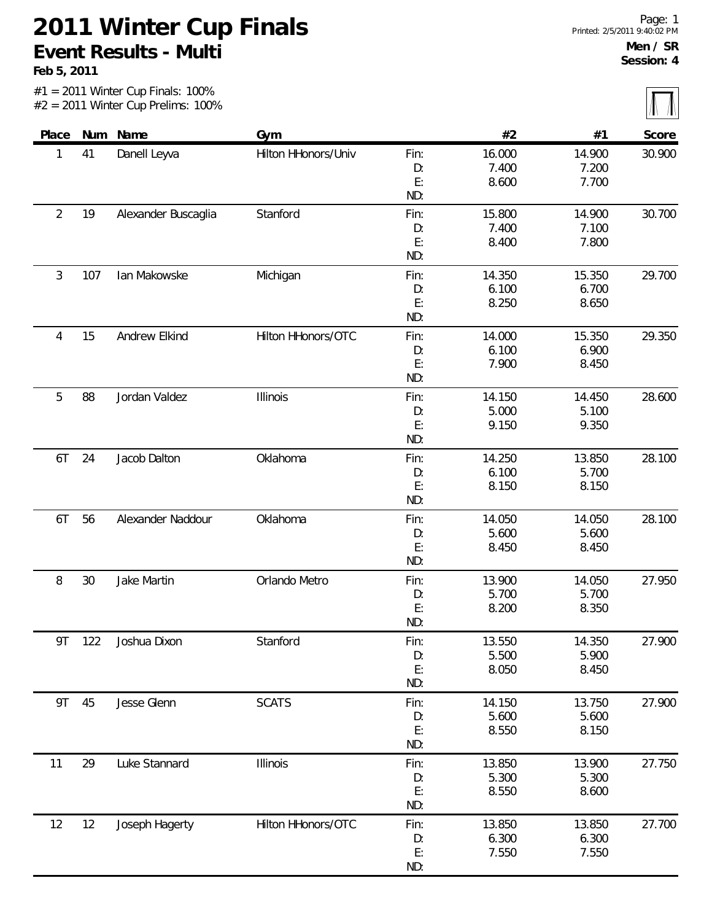# 2011 Winter Cup Finals

## Event Results - Multi

**Feb 5, 2011**

**Men / SR**
**Session: 4**

#1 = 2011 Winter Cup Finals: 100%
#2 = 2011 Winter Cup Prelims: 100%

| Place | Num | Name | Gym | | #2 | #1 | Score |
|---|---|---|---|---|---|---|---|
| 1 | 41 | Danell Leyva | Hilton HHonors/Univ | Fin: | 16.000 | 14.900 | 30.900 |
| | | | | D: | 7.400 | 7.200 | |
| | | | | E: | 8.600 | 7.700 | |
| | | | | ND: | | | |
| 2 | 19 | Alexander Buscaglia | Stanford | Fin: | 15.800 | 14.900 | 30.700 |
| | | | | D: | 7.400 | 7.100 | |
| | | | | E: | 8.400 | 7.800 | |
| | | | | ND: | | | |
| 3 | 107 | Ian Makowske | Michigan | Fin: | 14.350 | 15.350 | 29.700 |
| | | | | D: | 6.100 | 6.700 | |
| | | | | E: | 8.250 | 8.650 | |
| | | | | ND: | | | |
| 4 | 15 | Andrew Elkind | Hilton HHonors/OTC | Fin: | 14.000 | 15.350 | 29.350 |
| | | | | D: | 6.100 | 6.900 | |
| | | | | E: | 7.900 | 8.450 | |
| | | | | ND: | | | |
| 5 | 88 | Jordan Valdez | Illinois | Fin: | 14.150 | 14.450 | 28.600 |
| | | | | D: | 5.000 | 5.100 | |
| | | | | E: | 9.150 | 9.350 | |
| | | | | ND: | | | |
| 6T | 24 | Jacob Dalton | Oklahoma | Fin: | 14.250 | 13.850 | 28.100 |
| | | | | D: | 6.100 | 5.700 | |
| | | | | E: | 8.150 | 8.150 | |
| | | | | ND: | | | |
| 6T | 56 | Alexander Naddour | Oklahoma | Fin: | 14.050 | 14.050 | 28.100 |
| | | | | D: | 5.600 | 5.600 | |
| | | | | E: | 8.450 | 8.450 | |
| | | | | ND: | | | |
| 8 | 30 | Jake Martin | Orlando Metro | Fin: | 13.900 | 14.050 | 27.950 |
| | | | | D: | 5.700 | 5.700 | |
| | | | | E: | 8.200 | 8.350 | |
| | | | | ND: | | | |
| 9T | 122 | Joshua Dixon | Stanford | Fin: | 13.550 | 14.350 | 27.900 |
| | | | | D: | 5.500 | 5.900 | |
| | | | | E: | 8.050 | 8.450 | |
| | | | | ND: | | | |
| 9T | 45 | Jesse Glenn | SCATS | Fin: | 14.150 | 13.750 | 27.900 |
| | | | | D: | 5.600 | 5.600 | |
| | | | | E: | 8.550 | 8.150 | |
| | | | | ND: | | | |
| 11 | 29 | Luke Stannard | Illinois | Fin: | 13.850 | 13.900 | 27.750 |
| | | | | D: | 5.300 | 5.300 | |
| | | | | E: | 8.550 | 8.600 | |
| | | | | ND: | | | |
| 12 | 12 | Joseph Hagerty | Hilton HHonors/OTC | Fin: | 13.850 | 13.850 | 27.700 |
| | | | | D: | 6.300 | 6.300 | |
| | | | | E: | 7.550 | 7.550 | |
| | | | | ND: | | | |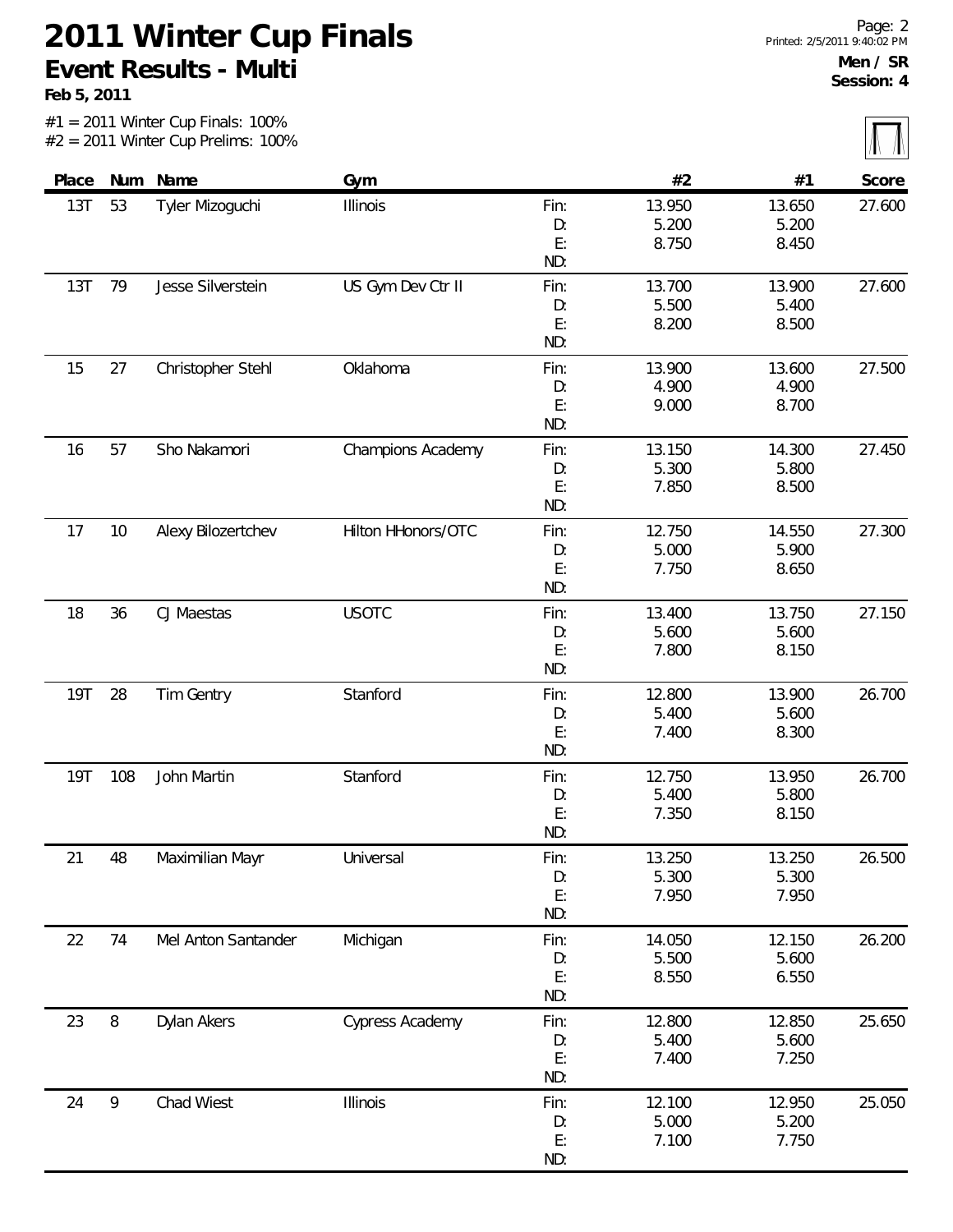# 2011 Winter Cup Finals

## Event Results - Multi

**Feb 5, 2011**

Page: 2
Printed: 2/5/2011 9:40:02 PM

**Men / SR**
**Session: 4**

#1 = 2011 Winter Cup Finals: 100%
#2 = 2011 Winter Cup Prelims: 100%

| Place | Num | Name | Gym | | #2 | #1 | Score |
|---|---|---|---|---|---|---|---|
| 13T | 53 | Tyler Mizoguchi | Illinois | Fin: | 13.950 | 13.650 | 27.600 |
| | | | | D: | 5.200 | 5.200 | |
| | | | | E: | 8.750 | 8.450 | |
| | | | | ND: | | | |
| 13T | 79 | Jesse Silverstein | US Gym Dev Ctr II | Fin: | 13.700 | 13.900 | 27.600 |
| | | | | D: | 5.500 | 5.400 | |
| | | | | E: | 8.200 | 8.500 | |
| | | | | ND: | | | |
| 15 | 27 | Christopher Stehl | Oklahoma | Fin: | 13.900 | 13.600 | 27.500 |
| | | | | D: | 4.900 | 4.900 | |
| | | | | E: | 9.000 | 8.700 | |
| | | | | ND: | | | |
| 16 | 57 | Sho Nakamori | Champions Academy | Fin: | 13.150 | 14.300 | 27.450 |
| | | | | D: | 5.300 | 5.800 | |
| | | | | E: | 7.850 | 8.500 | |
| | | | | ND: | | | |
| 17 | 10 | Alexy Bilozertchev | Hilton HHonors/OTC | Fin: | 12.750 | 14.550 | 27.300 |
| | | | | D: | 5.000 | 5.900 | |
| | | | | E: | 7.750 | 8.650 | |
| | | | | ND: | | | |
| 18 | 36 | CJ Maestas | USOTC | Fin: | 13.400 | 13.750 | 27.150 |
| | | | | D: | 5.600 | 5.600 | |
| | | | | E: | 7.800 | 8.150 | |
| | | | | ND: | | | |
| 19T | 28 | Tim Gentry | Stanford | Fin: | 12.800 | 13.900 | 26.700 |
| | | | | D: | 5.400 | 5.600 | |
| | | | | E: | 7.400 | 8.300 | |
| | | | | ND: | | | |
| 19T | 108 | John Martin | Stanford | Fin: | 12.750 | 13.950 | 26.700 |
| | | | | D: | 5.400 | 5.800 | |
| | | | | E: | 7.350 | 8.150 | |
| | | | | ND: | | | |
| 21 | 48 | Maximilian Mayr | Universal | Fin: | 13.250 | 13.250 | 26.500 |
| | | | | D: | 5.300 | 5.300 | |
| | | | | E: | 7.950 | 7.950 | |
| | | | | ND: | | | |
| 22 | 74 | Mel Anton Santander | Michigan | Fin: | 14.050 | 12.150 | 26.200 |
| | | | | D: | 5.500 | 5.600 | |
| | | | | E: | 8.550 | 6.550 | |
| | | | | ND: | | | |
| 23 | 8 | Dylan Akers | Cypress Academy | Fin: | 12.800 | 12.850 | 25.650 |
| | | | | D: | 5.400 | 5.600 | |
| | | | | E: | 7.400 | 7.250 | |
| | | | | ND: | | | |
| 24 | 9 | Chad Wiest | Illinois | Fin: | 12.100 | 12.950 | 25.050 |
| | | | | D: | 5.000 | 5.200 | |
| | | | | E: | 7.100 | 7.750 | |
| | | | | ND: | | | |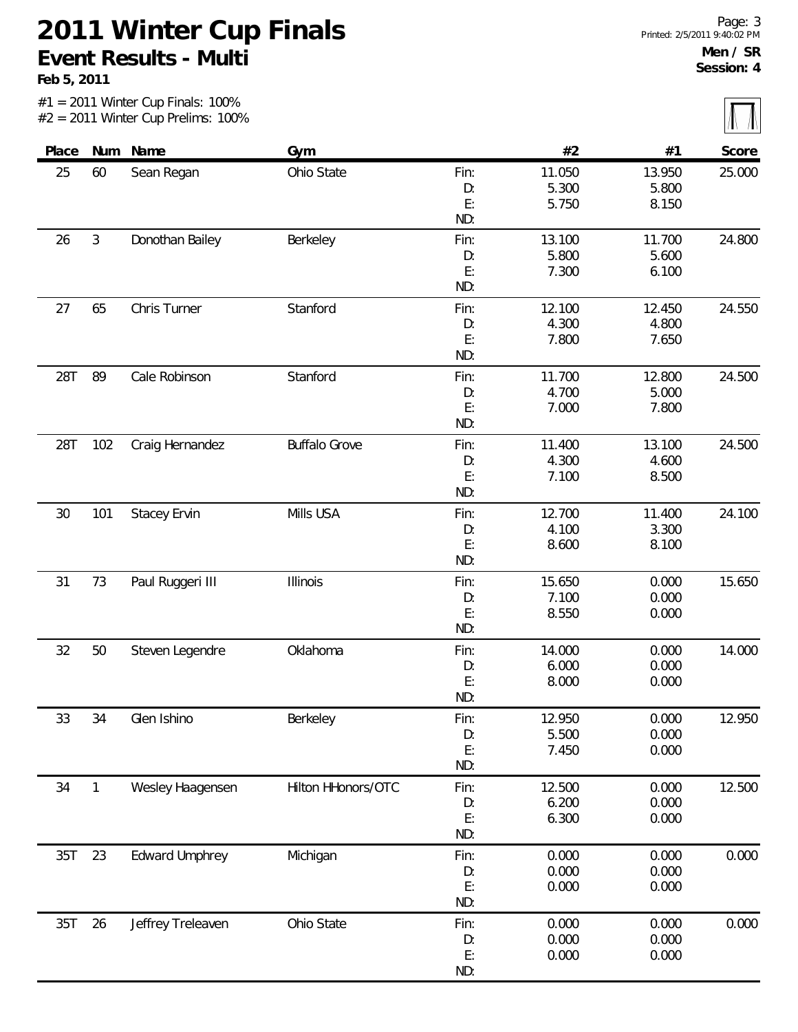# 2011 Winter Cup Finals

## Event Results - Multi

**Feb 5, 2011**

**Men / SR**
**Session: 4**

#1 = 2011 Winter Cup Finals: 100%
#2 = 2011 Winter Cup Prelims: 100%

| Place | Num | Name | Gym | | #2 | #1 | Score |
|---|---|---|---|---|---|---|---|
| 25 | 60 | Sean Regan | Ohio State | Fin: | 11.050 | 13.950 | 25.000 |
| | | | | D: | 5.300 | 5.800 | |
| | | | | E: | 5.750 | 8.150 | |
| | | | | ND: | | | |
| 26 | 3 | Donothan Bailey | Berkeley | Fin: | 13.100 | 11.700 | 24.800 |
| | | | | D: | 5.800 | 5.600 | |
| | | | | E: | 7.300 | 6.100 | |
| | | | | ND: | | | |
| 27 | 65 | Chris Turner | Stanford | Fin: | 12.100 | 12.450 | 24.550 |
| | | | | D: | 4.300 | 4.800 | |
| | | | | E: | 7.800 | 7.650 | |
| | | | | ND: | | | |
| 28T | 89 | Cale Robinson | Stanford | Fin: | 11.700 | 12.800 | 24.500 |
| | | | | D: | 4.700 | 5.000 | |
| | | | | E: | 7.000 | 7.800 | |
| | | | | ND: | | | |
| 28T | 102 | Craig Hernandez | Buffalo Grove | Fin: | 11.400 | 13.100 | 24.500 |
| | | | | D: | 4.300 | 4.600 | |
| | | | | E: | 7.100 | 8.500 | |
| | | | | ND: | | | |
| 30 | 101 | Stacey Ervin | Mills USA | Fin: | 12.700 | 11.400 | 24.100 |
| | | | | D: | 4.100 | 3.300 | |
| | | | | E: | 8.600 | 8.100 | |
| | | | | ND: | | | |
| 31 | 73 | Paul Ruggeri III | Illinois | Fin: | 15.650 | 0.000 | 15.650 |
| | | | | D: | 7.100 | 0.000 | |
| | | | | E: | 8.550 | 0.000 | |
| | | | | ND: | | | |
| 32 | 50 | Steven Legendre | Oklahoma | Fin: | 14.000 | 0.000 | 14.000 |
| | | | | D: | 6.000 | 0.000 | |
| | | | | E: | 8.000 | 0.000 | |
| | | | | ND: | | | |
| 33 | 34 | Glen Ishino | Berkeley | Fin: | 12.950 | 0.000 | 12.950 |
| | | | | D: | 5.500 | 0.000 | |
| | | | | E: | 7.450 | 0.000 | |
| | | | | ND: | | | |
| 34 | 1 | Wesley Haagensen | Hilton HHonors/OTC | Fin: | 12.500 | 0.000 | 12.500 |
| | | | | D: | 6.200 | 0.000 | |
| | | | | E: | 6.300 | 0.000 | |
| | | | | ND: | | | |
| 35T | 23 | Edward Umphrey | Michigan | Fin: | 0.000 | 0.000 | 0.000 |
| | | | | D: | 0.000 | 0.000 | |
| | | | | E: | 0.000 | 0.000 | |
| | | | | ND: | | | |
| 35T | 26 | Jeffrey Treleaven | Ohio State | Fin: | 0.000 | 0.000 | 0.000 |
| | | | | D: | 0.000 | 0.000 | |
| | | | | E: | 0.000 | 0.000 | |
| | | | | ND: | | | |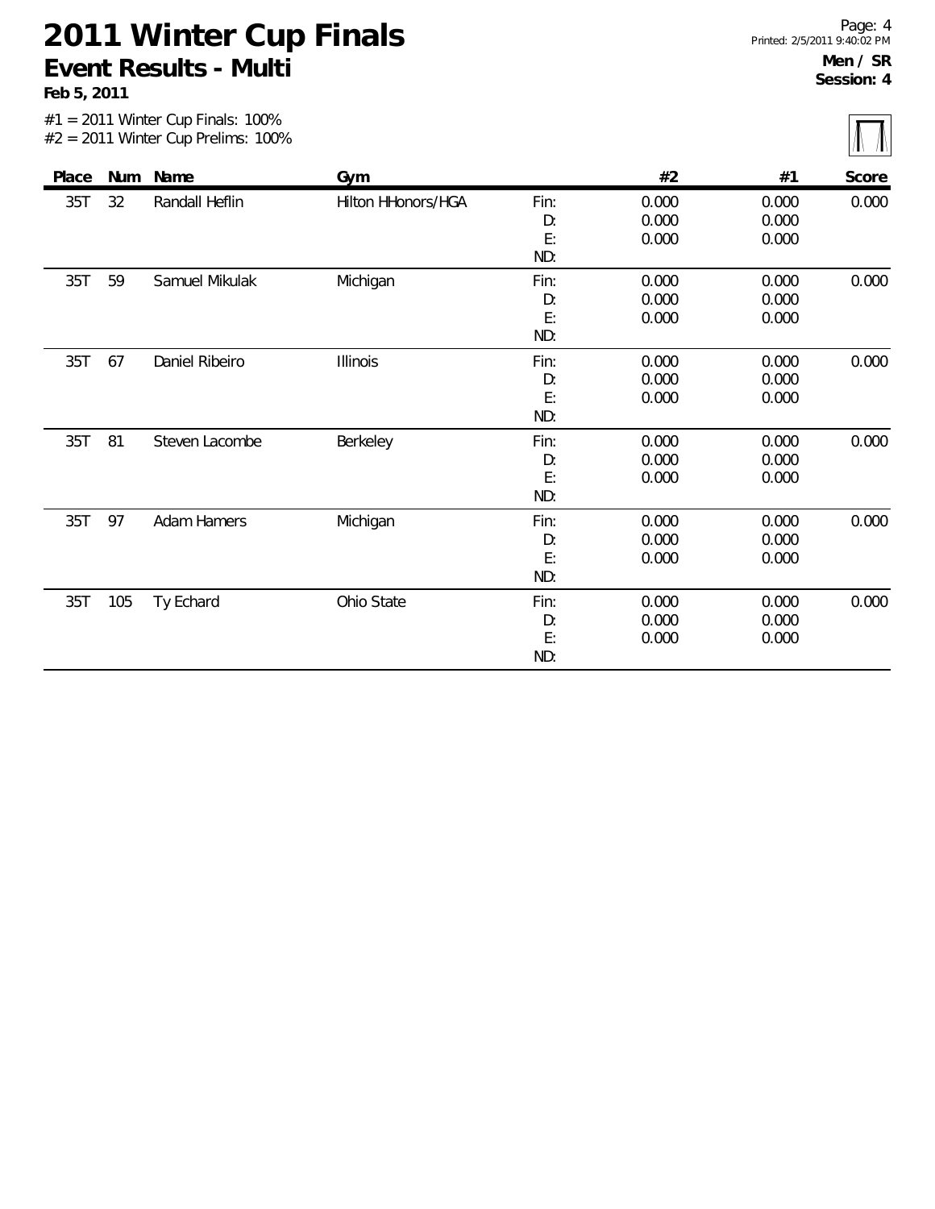# 2011 Winter Cup Finals

## Event Results - Multi

**Feb 5, 2011**

**Men / SR**
**Session: 4**

#1 = 2011 Winter Cup Finals: 100%
#2 = 2011 Winter Cup Prelims: 100%

| Place | Num | Name | Gym | | #2 | #1 | Score |
|---|---|---|---|---|---|---|---|
| 35T | 32 | Randall Heflin | Hilton HHonors/HGA | Fin: | 0.000 | 0.000 | 0.000 |
| | | | | D: | 0.000 | 0.000 | |
| | | | | E: | 0.000 | 0.000 | |
| | | | | ND: | | | |
| 35T | 59 | Samuel Mikulak | Michigan | Fin: | 0.000 | 0.000 | 0.000 |
| | | | | D: | 0.000 | 0.000 | |
| | | | | E: | 0.000 | 0.000 | |
| | | | | ND: | | | |
| 35T | 67 | Daniel Ribeiro | Illinois | Fin: | 0.000 | 0.000 | 0.000 |
| | | | | D: | 0.000 | 0.000 | |
| | | | | E: | 0.000 | 0.000 | |
| | | | | ND: | | | |
| 35T | 81 | Steven Lacombe | Berkeley | Fin: | 0.000 | 0.000 | 0.000 |
| | | | | D: | 0.000 | 0.000 | |
| | | | | E: | 0.000 | 0.000 | |
| | | | | ND: | | | |
| 35T | 97 | Adam Hamers | Michigan | Fin: | 0.000 | 0.000 | 0.000 |
| | | | | D: | 0.000 | 0.000 | |
| | | | | E: | 0.000 | 0.000 | |
| | | | | ND: | | | |
| 35T | 105 | Ty Echard | Ohio State | Fin: | 0.000 | 0.000 | 0.000 |
| | | | | D: | 0.000 | 0.000 | |
| | | | | E: | 0.000 | 0.000 | |
| | | | | ND: | | | |